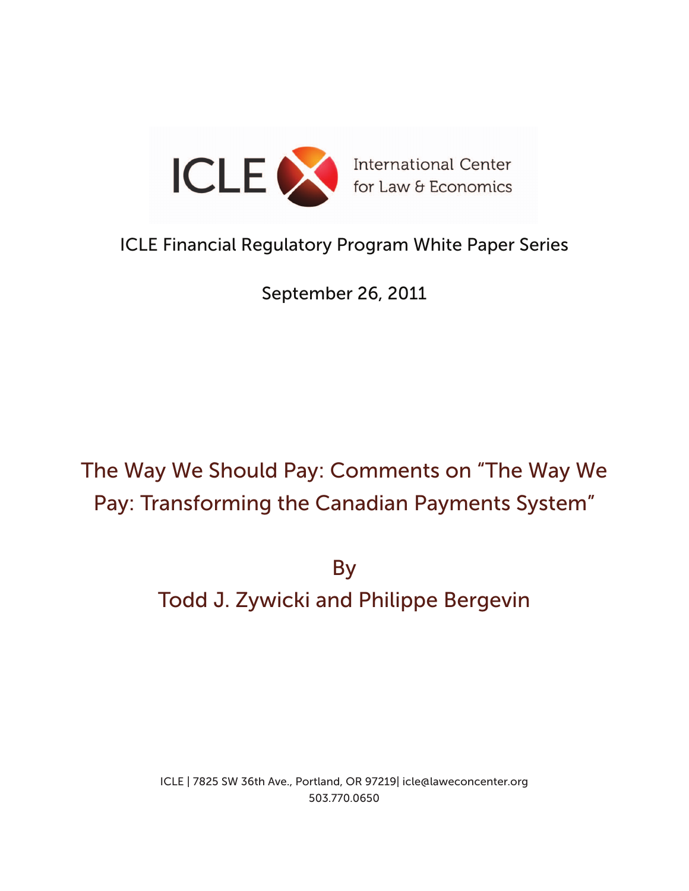ICLE International Center for Law & Economics

ICLE Financial Regulatory Program White Paper Series

September 26, 2011

# The Way We Should Pay: Comments on "The Way We Pay: Transforming the Canadian Payments System"

By

Todd J. Zywicki and Philippe Bergevin

ICLE | 7825 SW 36th Ave., Portland, OR 97219| icle@laweconcenter.org
503.770.0650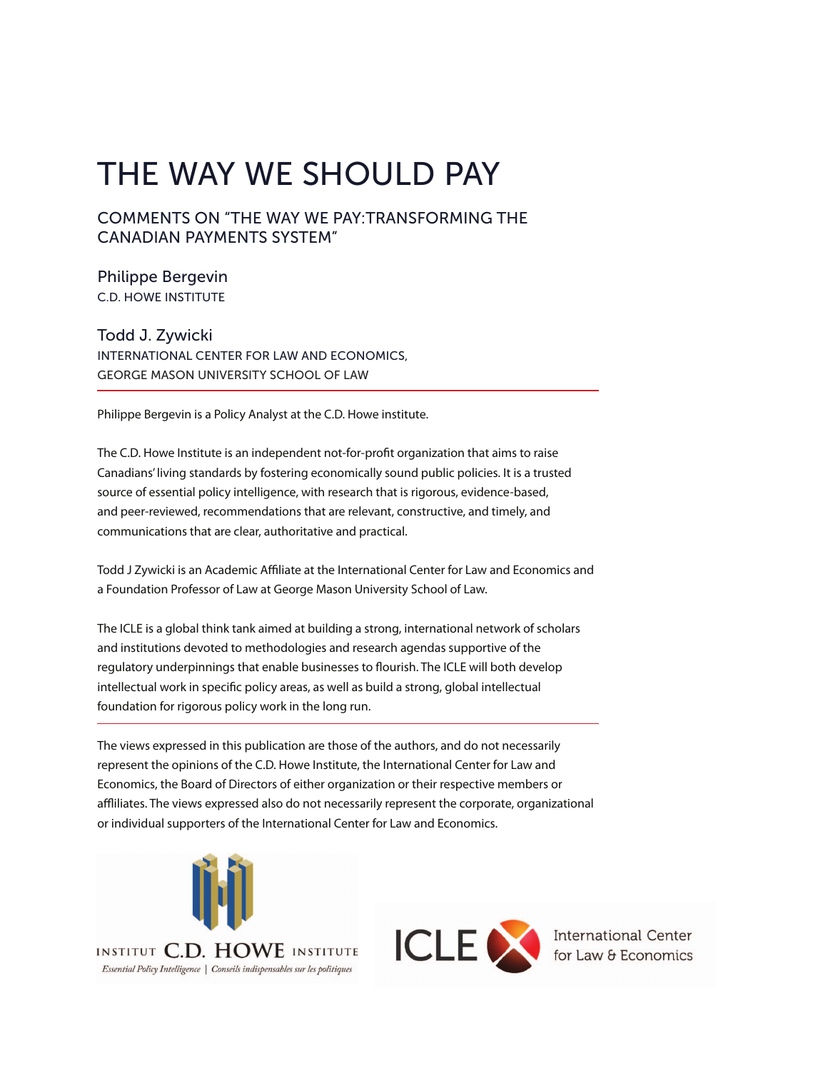# THE WAY WE SHOULD PAY

## COMMENTS ON "THE WAY WE PAY:TRANSFORMING THE CANADIAN PAYMENTS SYSTEM"

### Philippe Bergevin

C.D. HOWE INSTITUTE

### Todd J. Zywicki

INTERNATIONAL CENTER FOR LAW AND ECONOMICS,
GEORGE MASON UNIVERSITY SCHOOL OF LAW

---

Philippe Bergevin is a Policy Analyst at the C.D. Howe institute.

The C.D. Howe Institute is an independent not-for-profit organization that aims to raise Canadians' living standards by fostering economically sound public policies. It is a trusted source of essential policy intelligence, with research that is rigorous, evidence-based, and peer-reviewed, recommendations that are relevant, constructive, and timely, and communications that are clear, authoritative and practical.

Todd J Zywicki is an Academic Affiliate at the International Center for Law and Economics and a Foundation Professor of Law at George Mason University School of Law.

The ICLE is a global think tank aimed at building a strong, international network of scholars and institutions devoted to methodologies and research agendas supportive of the regulatory underpinnings that enable businesses to flourish. The ICLE will both develop intellectual work in specific policy areas, as well as build a strong, global intellectual foundation for rigorous policy work in the long run.

---

The views expressed in this publication are those of the authors, and do not necessarily represent the opinions of the C.D. Howe Institute, the International Center for Law and Economics, the Board of Directors of either organization or their respective members or affiliates. The views expressed also do not necessarily represent the corporate, organizational or individual supporters of the International Center for Law and Economics.

INSTITUT C.D. HOWE INSTITUTE
*Essential Policy Intelligence | Conseils indispensables sur les politiques*

ICLE International Center for Law & Economics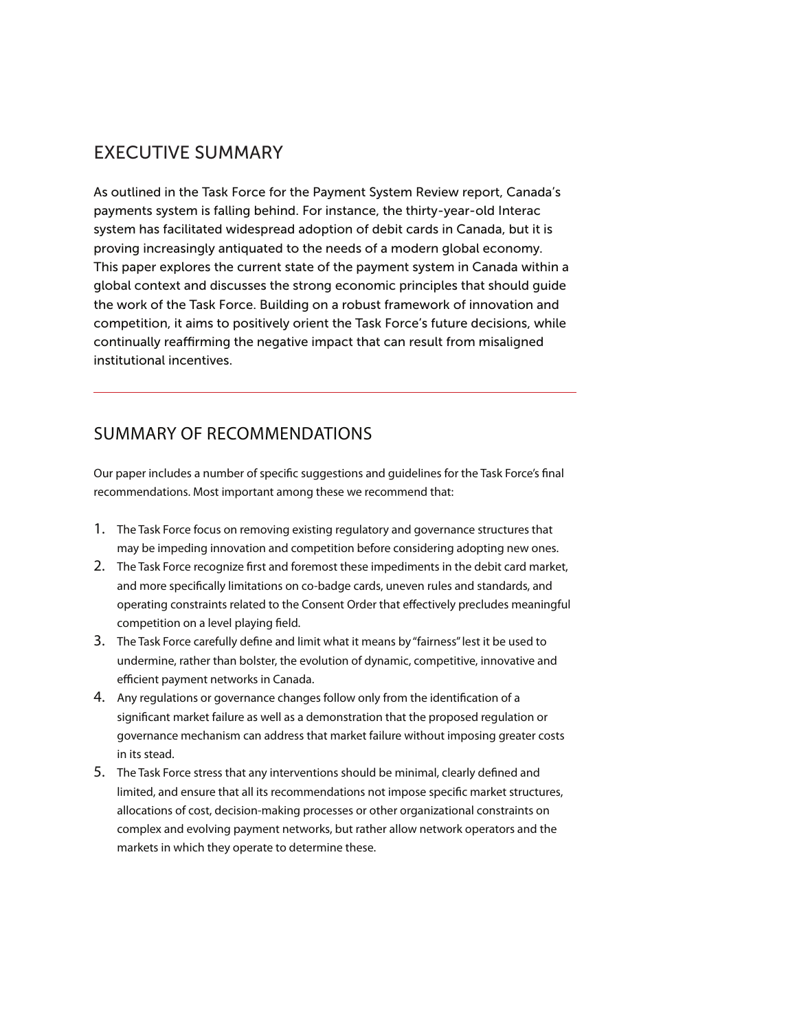## EXECUTIVE SUMMARY

As outlined in the Task Force for the Payment System Review report, Canada's payments system is falling behind. For instance, the thirty-year-old Interac system has facilitated widespread adoption of debit cards in Canada, but it is proving increasingly antiquated to the needs of a modern global economy. This paper explores the current state of the payment system in Canada within a global context and discusses the strong economic principles that should guide the work of the Task Force. Building on a robust framework of innovation and competition, it aims to positively orient the Task Force's future decisions, while continually reaffirming the negative impact that can result from misaligned institutional incentives.

---

## SUMMARY OF RECOMMENDATIONS

Our paper includes a number of specific suggestions and guidelines for the Task Force's final recommendations. Most important among these we recommend that:

1. The Task Force focus on removing existing regulatory and governance structures that may be impeding innovation and competition before considering adopting new ones.
2. The Task Force recognize first and foremost these impediments in the debit card market, and more specifically limitations on co-badge cards, uneven rules and standards, and operating constraints related to the Consent Order that effectively precludes meaningful competition on a level playing field.
3. The Task Force carefully define and limit what it means by "fairness" lest it be used to undermine, rather than bolster, the evolution of dynamic, competitive, innovative and efficient payment networks in Canada.
4. Any regulations or governance changes follow only from the identification of a significant market failure as well as a demonstration that the proposed regulation or governance mechanism can address that market failure without imposing greater costs in its stead.
5. The Task Force stress that any interventions should be minimal, clearly defined and limited, and ensure that all its recommendations not impose specific market structures, allocations of cost, decision-making processes or other organizational constraints on complex and evolving payment networks, but rather allow network operators and the markets in which they operate to determine these.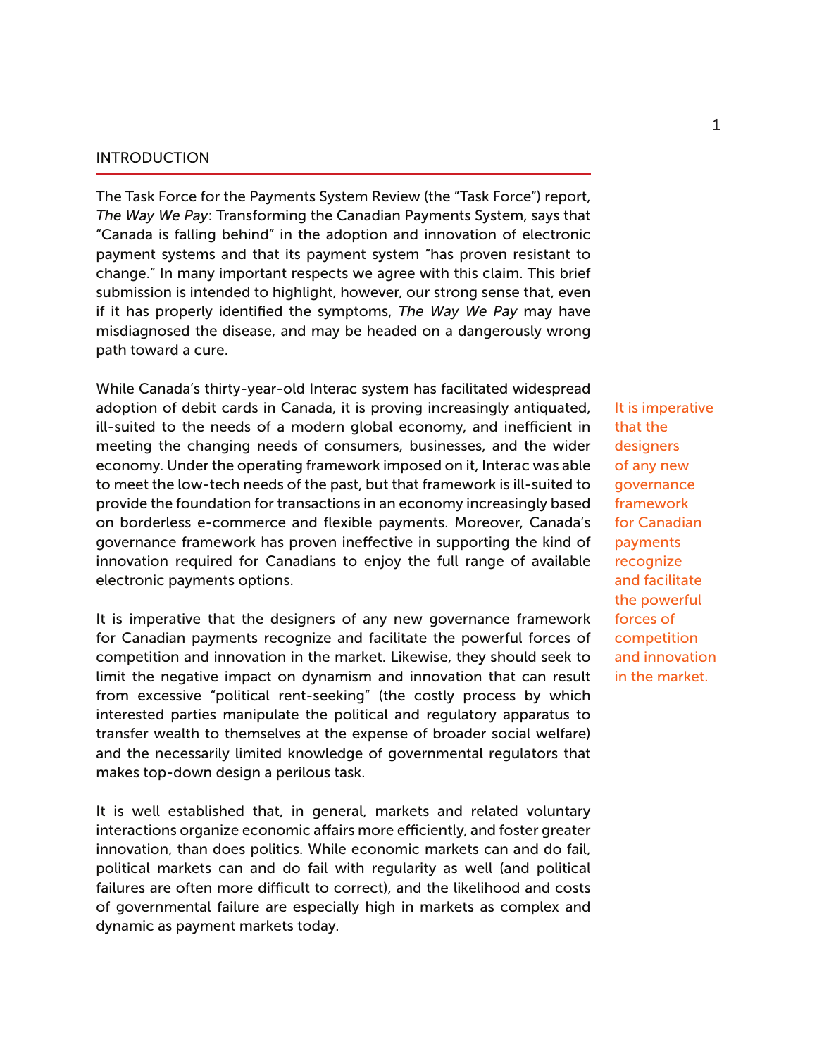## INTRODUCTION

The Task Force for the Payments System Review (the "Task Force") report, *The Way We Pay*: Transforming the Canadian Payments System, says that "Canada is falling behind" in the adoption and innovation of electronic payment systems and that its payment system "has proven resistant to change." In many important respects we agree with this claim. This brief submission is intended to highlight, however, our strong sense that, even if it has properly identified the symptoms, *The Way We Pay* may have misdiagnosed the disease, and may be headed on a dangerously wrong path toward a cure.

While Canada's thirty-year-old Interac system has facilitated widespread adoption of debit cards in Canada, it is proving increasingly antiquated, ill-suited to the needs of a modern global economy, and inefficient in meeting the changing needs of consumers, businesses, and the wider economy. Under the operating framework imposed on it, Interac was able to meet the low-tech needs of the past, but that framework is ill-suited to provide the foundation for transactions in an economy increasingly based on borderless e-commerce and flexible payments. Moreover, Canada's governance framework has proven ineffective in supporting the kind of innovation required for Canadians to enjoy the full range of available electronic payments options.

> It is imperative that the designers of any new governance framework for Canadian payments recognize and facilitate the powerful forces of competition and innovation in the market.

It is imperative that the designers of any new governance framework for Canadian payments recognize and facilitate the powerful forces of competition and innovation in the market. Likewise, they should seek to limit the negative impact on dynamism and innovation that can result from excessive "political rent-seeking" (the costly process by which interested parties manipulate the political and regulatory apparatus to transfer wealth to themselves at the expense of broader social welfare) and the necessarily limited knowledge of governmental regulators that makes top-down design a perilous task.

It is well established that, in general, markets and related voluntary interactions organize economic affairs more efficiently, and foster greater innovation, than does politics. While economic markets can and do fail, political markets can and do fail with regularity as well (and political failures are often more difficult to correct), and the likelihood and costs of governmental failure are especially high in markets as complex and dynamic as payment markets today.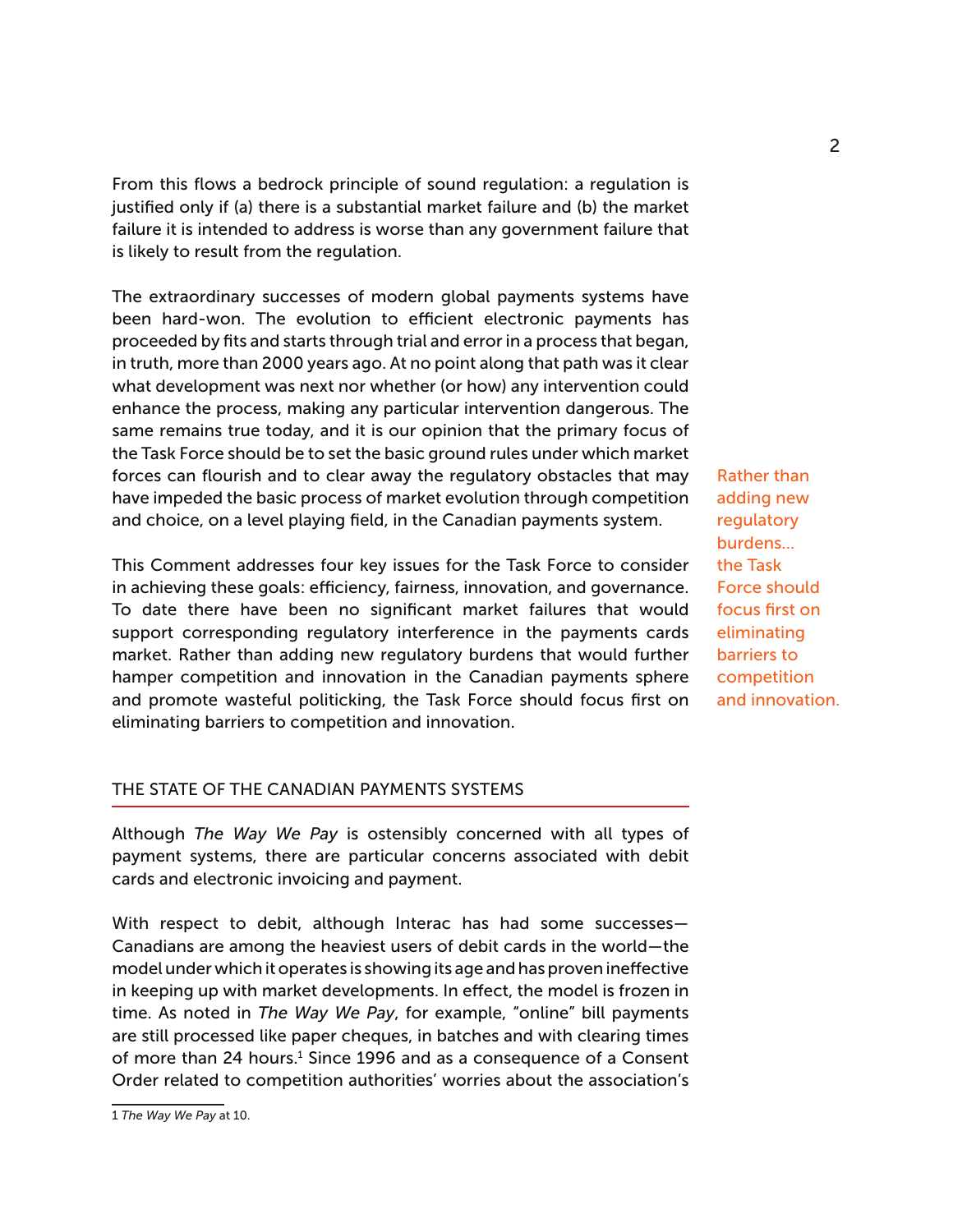From this flows a bedrock principle of sound regulation: a regulation is justified only if (a) there is a substantial market failure and (b) the market failure it is intended to address is worse than any government failure that is likely to result from the regulation.

The extraordinary successes of modern global payments systems have been hard-won. The evolution to efficient electronic payments has proceeded by fits and starts through trial and error in a process that began, in truth, more than 2000 years ago. At no point along that path was it clear what development was next nor whether (or how) any intervention could enhance the process, making any particular intervention dangerous. The same remains true today, and it is our opinion that the primary focus of the Task Force should be to set the basic ground rules under which market forces can flourish and to clear away the regulatory obstacles that may have impeded the basic process of market evolution through competition and choice, on a level playing field, in the Canadian payments system.

Rather than adding new regulatory burdens... the Task Force should focus first on eliminating barriers to competition and innovation.

This Comment addresses four key issues for the Task Force to consider in achieving these goals: efficiency, fairness, innovation, and governance. To date there have been no significant market failures that would support corresponding regulatory interference in the payments cards market. Rather than adding new regulatory burdens that would further hamper competition and innovation in the Canadian payments sphere and promote wasteful politicking, the Task Force should focus first on eliminating barriers to competition and innovation.

## THE STATE OF THE CANADIAN PAYMENTS SYSTEMS

Although *The Way We Pay* is ostensibly concerned with all types of payment systems, there are particular concerns associated with debit cards and electronic invoicing and payment.

With respect to debit, although Interac has had some successes—Canadians are among the heaviest users of debit cards in the world—the model under which it operates is showing its age and has proven ineffective in keeping up with market developments. In effect, the model is frozen in time. As noted in *The Way We Pay*, for example, "online" bill payments are still processed like paper cheques, in batches and with clearing times of more than 24 hours.[1] Since 1996 and as a consequence of a Consent Order related to competition authorities' worries about the association's

[1] *The Way We Pay* at 10.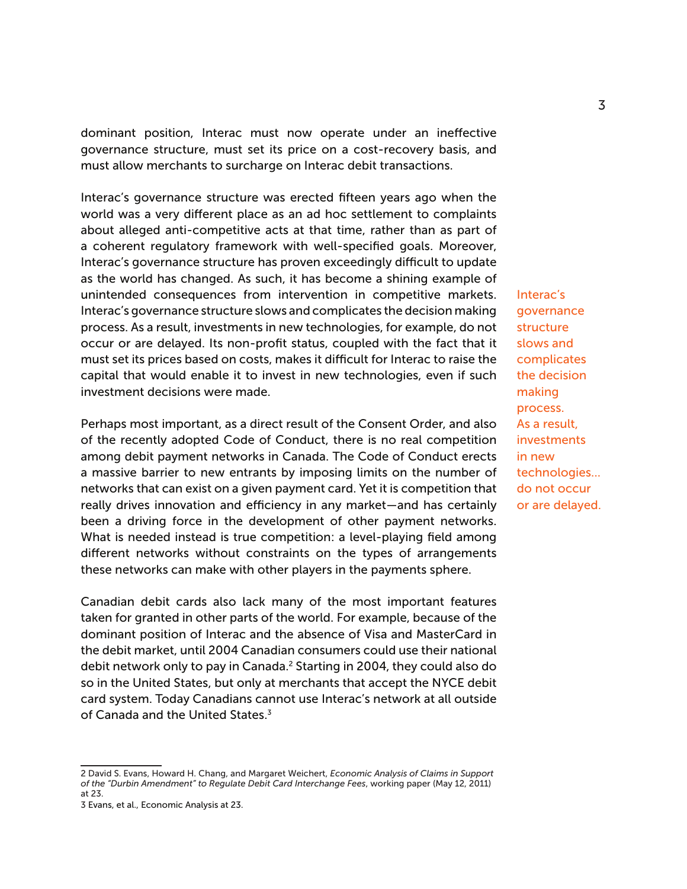dominant position, Interac must now operate under an ineffective governance structure, must set its price on a cost-recovery basis, and must allow merchants to surcharge on Interac debit transactions.

Interac's governance structure was erected fifteen years ago when the world was a very different place as an ad hoc settlement to complaints about alleged anti-competitive acts at that time, rather than as part of a coherent regulatory framework with well-specified goals. Moreover, Interac's governance structure has proven exceedingly difficult to update as the world has changed. As such, it has become a shining example of unintended consequences from intervention in competitive markets. Interac's governance structure slows and complicates the decision making process. As a result, investments in new technologies, for example, do not occur or are delayed. Its non-profit status, coupled with the fact that it must set its prices based on costs, makes it difficult for Interac to raise the capital that would enable it to invest in new technologies, even if such investment decisions were made.

> Interac's governance structure slows and complicates the decision making process. As a result, investments in new technologies... do not occur or are delayed.

Perhaps most important, as a direct result of the Consent Order, and also of the recently adopted Code of Conduct, there is no real competition among debit payment networks in Canada. The Code of Conduct erects a massive barrier to new entrants by imposing limits on the number of networks that can exist on a given payment card. Yet it is competition that really drives innovation and efficiency in any market—and has certainly been a driving force in the development of other payment networks. What is needed instead is true competition: a level-playing field among different networks without constraints on the types of arrangements these networks can make with other players in the payments sphere.

Canadian debit cards also lack many of the most important features taken for granted in other parts of the world. For example, because of the dominant position of Interac and the absence of Visa and MasterCard in the debit market, until 2004 Canadian consumers could use their national debit network only to pay in Canada.[2] Starting in 2004, they could also do so in the United States, but only at merchants that accept the NYCE debit card system. Today Canadians cannot use Interac's network at all outside of Canada and the United States.[3]

---

2 David S. Evans, Howard H. Chang, and Margaret Weichert, *Economic Analysis of Claims in Support of the "Durbin Amendment" to Regulate Debit Card Interchange Fees*, working paper (May 12, 2011) at 23.

3 Evans, et al., Economic Analysis at 23.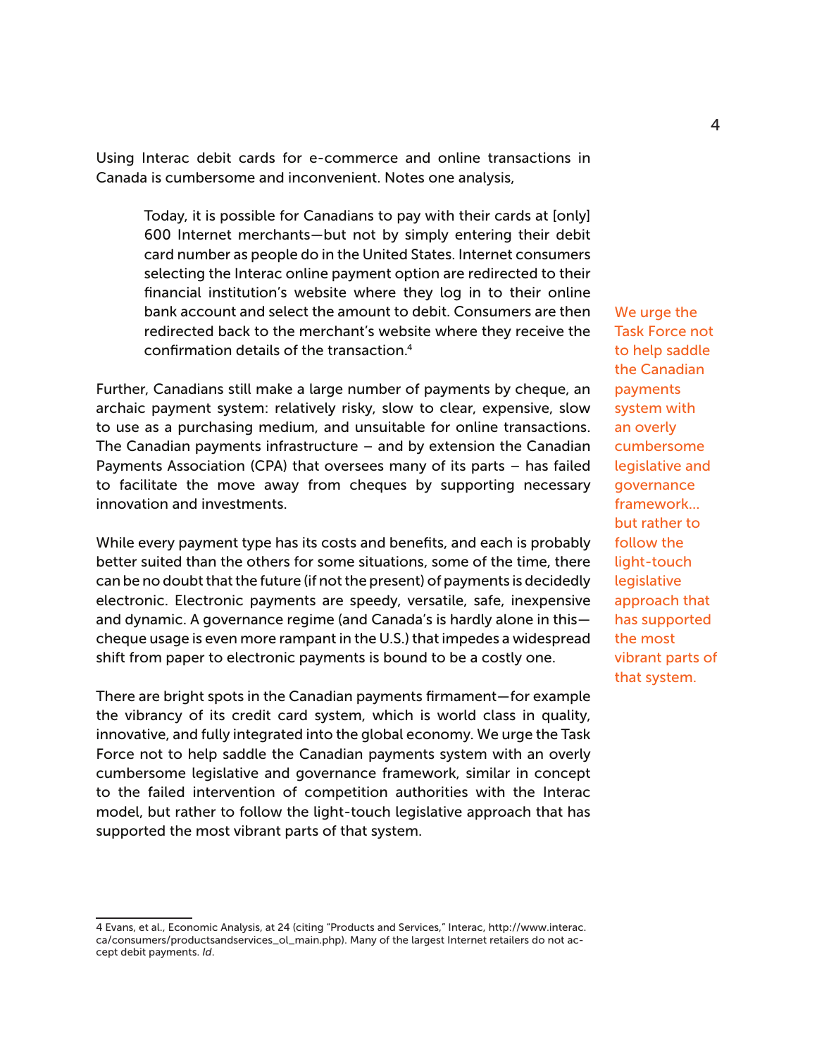Using Interac debit cards for e-commerce and online transactions in Canada is cumbersome and inconvenient. Notes one analysis,

> Today, it is possible for Canadians to pay with their cards at [only] 600 Internet merchants—but not by simply entering their debit card number as people do in the United States. Internet consumers selecting the Interac online payment option are redirected to their financial institution's website where they log in to their online bank account and select the amount to debit. Consumers are then redirected back to the merchant's website where they receive the confirmation details of the transaction.[4]

Further, Canadians still make a large number of payments by cheque, an archaic payment system: relatively risky, slow to clear, expensive, slow to use as a purchasing medium, and unsuitable for online transactions. The Canadian payments infrastructure – and by extension the Canadian Payments Association (CPA) that oversees many of its parts – has failed to facilitate the move away from cheques by supporting necessary innovation and investments.

While every payment type has its costs and benefits, and each is probably better suited than the others for some situations, some of the time, there can be no doubt that the future (if not the present) of payments is decidedly electronic. Electronic payments are speedy, versatile, safe, inexpensive and dynamic. A governance regime (and Canada's is hardly alone in this—cheque usage is even more rampant in the U.S.) that impedes a widespread shift from paper to electronic payments is bound to be a costly one.

> We urge the Task Force not to help saddle the Canadian payments system with an overly cumbersome legislative and governance framework... but rather to follow the light-touch legislative approach that has supported the most vibrant parts of that system.

There are bright spots in the Canadian payments firmament—for example the vibrancy of its credit card system, which is world class in quality, innovative, and fully integrated into the global economy. We urge the Task Force not to help saddle the Canadian payments system with an overly cumbersome legislative and governance framework, similar in concept to the failed intervention of competition authorities with the Interac model, but rather to follow the light-touch legislative approach that has supported the most vibrant parts of that system.

---

4 Evans, et al., Economic Analysis, at 24 (citing "Products and Services," Interac, http://www.interac.ca/consumers/productsandservices_ol_main.php). Many of the largest Internet retailers do not accept debit payments. *Id*.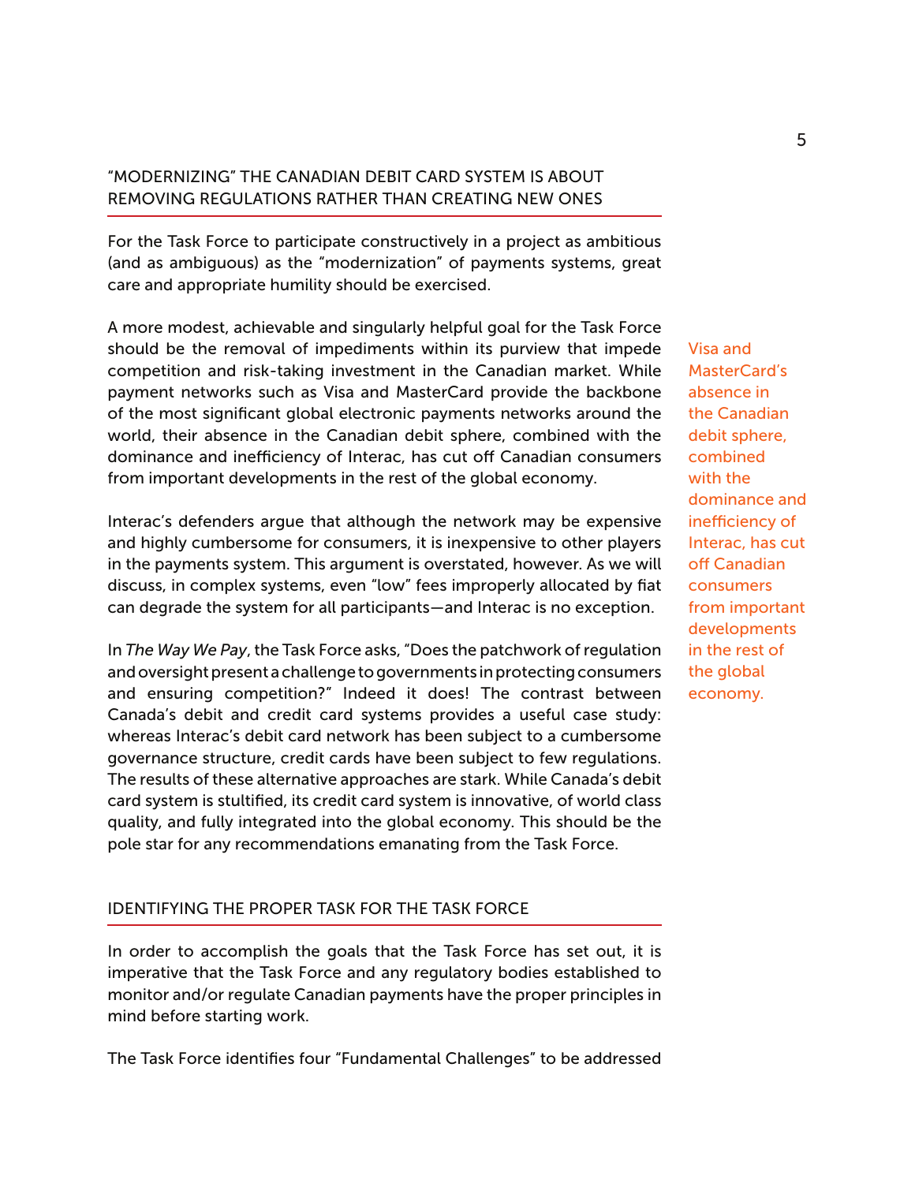## "MODERNIZING" THE CANADIAN DEBIT CARD SYSTEM IS ABOUT REMOVING REGULATIONS RATHER THAN CREATING NEW ONES

For the Task Force to participate constructively in a project as ambitious (and as ambiguous) as the "modernization" of payments systems, great care and appropriate humility should be exercised.

A more modest, achievable and singularly helpful goal for the Task Force should be the removal of impediments within its purview that impede competition and risk-taking investment in the Canadian market. While payment networks such as Visa and MasterCard provide the backbone of the most significant global electronic payments networks around the world, their absence in the Canadian debit sphere, combined with the dominance and inefficiency of Interac, has cut off Canadian consumers from important developments in the rest of the global economy.

> Visa and MasterCard's absence in the Canadian debit sphere, combined with the dominance and inefficiency of Interac, has cut off Canadian consumers from important developments in the rest of the global economy.

Interac's defenders argue that although the network may be expensive and highly cumbersome for consumers, it is inexpensive to other players in the payments system. This argument is overstated, however. As we will discuss, in complex systems, even "low" fees improperly allocated by fiat can degrade the system for all participants—and Interac is no exception.

In *The Way We Pay*, the Task Force asks, "Does the patchwork of regulation and oversight present a challenge to governments in protecting consumers and ensuring competition?" Indeed it does! The contrast between Canada's debit and credit card systems provides a useful case study: whereas Interac's debit card network has been subject to a cumbersome governance structure, credit cards have been subject to few regulations. The results of these alternative approaches are stark. While Canada's debit card system is stultified, its credit card system is innovative, of world class quality, and fully integrated into the global economy. This should be the pole star for any recommendations emanating from the Task Force.

## IDENTIFYING THE PROPER TASK FOR THE TASK FORCE

In order to accomplish the goals that the Task Force has set out, it is imperative that the Task Force and any regulatory bodies established to monitor and/or regulate Canadian payments have the proper principles in mind before starting work.

The Task Force identifies four "Fundamental Challenges" to be addressed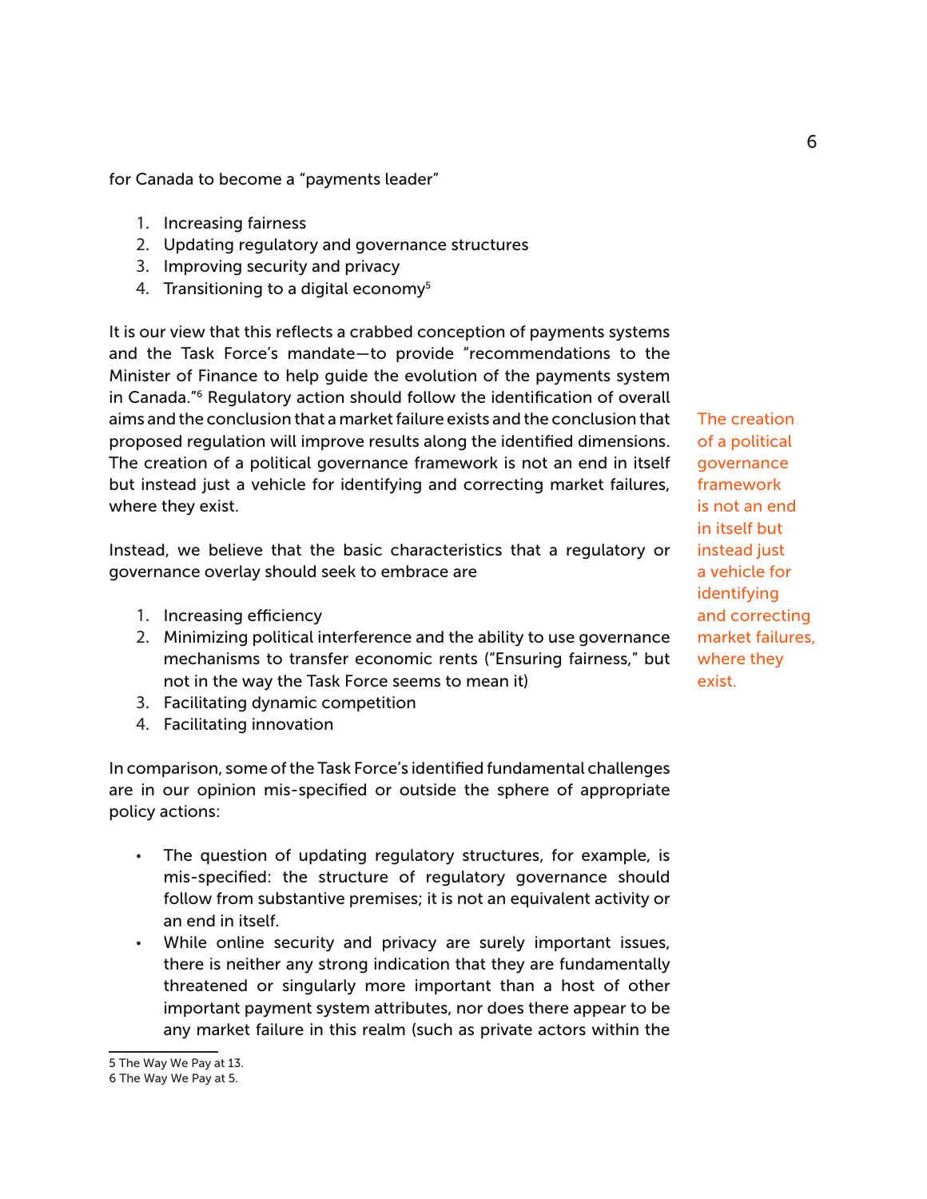for Canada to become a "payments leader"

1. Increasing fairness
2. Updating regulatory and governance structures
3. Improving security and privacy
4. Transitioning to a digital economy[5]

It is our view that this reflects a crabbed conception of payments systems and the Task Force's mandate—to provide "recommendations to the Minister of Finance to help guide the evolution of the payments system in Canada."[6] Regulatory action should follow the identification of overall aims and the conclusion that a market failure exists and the conclusion that proposed regulation will improve results along the identified dimensions. The creation of a political governance framework is not an end in itself but instead just a vehicle for identifying and correcting market failures, where they exist.

> The creation of a political governance framework is not an end in itself but instead just a vehicle for identifying and correcting market failures, where they exist.

Instead, we believe that the basic characteristics that a regulatory or governance overlay should seek to embrace are

1. Increasing efficiency
2. Minimizing political interference and the ability to use governance mechanisms to transfer economic rents ("Ensuring fairness," but not in the way the Task Force seems to mean it)
3. Facilitating dynamic competition
4. Facilitating innovation

In comparison, some of the Task Force's identified fundamental challenges are in our opinion mis-specified or outside the sphere of appropriate policy actions:

- The question of updating regulatory structures, for example, is mis-specified: the structure of regulatory governance should follow from substantive premises; it is not an equivalent activity or an end in itself.
- While online security and privacy are surely important issues, there is neither any strong indication that they are fundamentally threatened or singularly more important than a host of other important payment system attributes, nor does there appear to be any market failure in this realm (such as private actors within the

5 The Way We Pay at 13.
6 The Way We Pay at 5.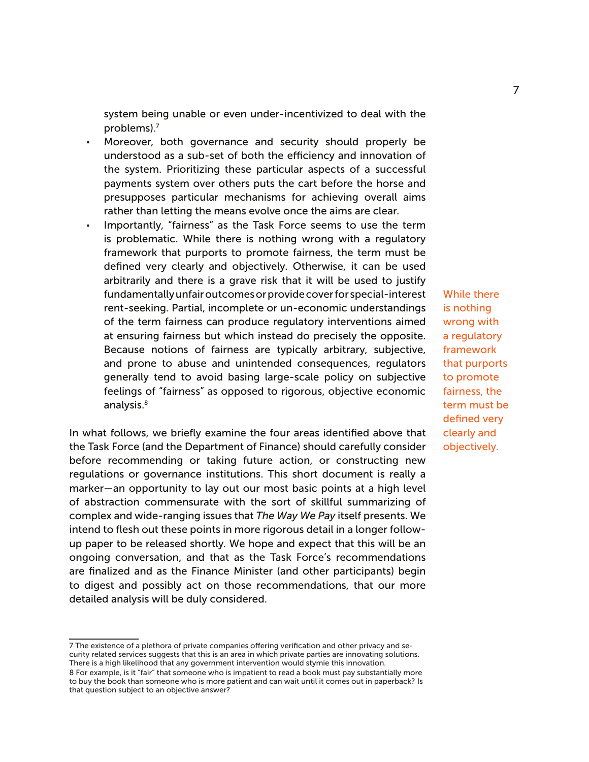system being unable or even under-incentivized to deal with the problems).[7]

- Moreover, both governance and security should properly be understood as a sub-set of both the efficiency and innovation of the system. Prioritizing these particular aspects of a successful payments system over others puts the cart before the horse and presupposes particular mechanisms for achieving overall aims rather than letting the means evolve once the aims are clear.
- Importantly, "fairness" as the Task Force seems to use the term is problematic. While there is nothing wrong with a regulatory framework that purports to promote fairness, the term must be defined very clearly and objectively. Otherwise, it can be used arbitrarily and there is a grave risk that it will be used to justify fundamentally unfair outcomes or provide cover for special-interest rent-seeking. Partial, incomplete or un-economic understandings of the term fairness can produce regulatory interventions aimed at ensuring fairness but which instead do precisely the opposite. Because notions of fairness are typically arbitrary, subjective, and prone to abuse and unintended consequences, regulators generally tend to avoid basing large-scale policy on subjective feelings of "fairness" as opposed to rigorous, objective economic analysis.[8]

While there is nothing wrong with a regulatory framework that purports to promote fairness, the term must be defined very clearly and objectively.

In what follows, we briefly examine the four areas identified above that the Task Force (and the Department of Finance) should carefully consider before recommending or taking future action, or constructing new regulations or governance institutions. This short document is really a marker—an opportunity to lay out our most basic points at a high level of abstraction commensurate with the sort of skillful summarizing of complex and wide-ranging issues that *The Way We Pay* itself presents. We intend to flesh out these points in more rigorous detail in a longer follow-up paper to be released shortly. We hope and expect that this will be an ongoing conversation, and that as the Task Force's recommendations are finalized and as the Finance Minister (and other participants) begin to digest and possibly act on those recommendations, that our more detailed analysis will be duly considered.

---

7 The existence of a plethora of private companies offering verification and other privacy and security related services suggests that this is an area in which private parties are innovating solutions. There is a high likelihood that any government intervention would stymie this innovation.

8 For example, is it "fair" that someone who is impatient to read a book must pay substantially more to buy the book than someone who is more patient and can wait until it comes out in paperback? Is that question subject to an objective answer?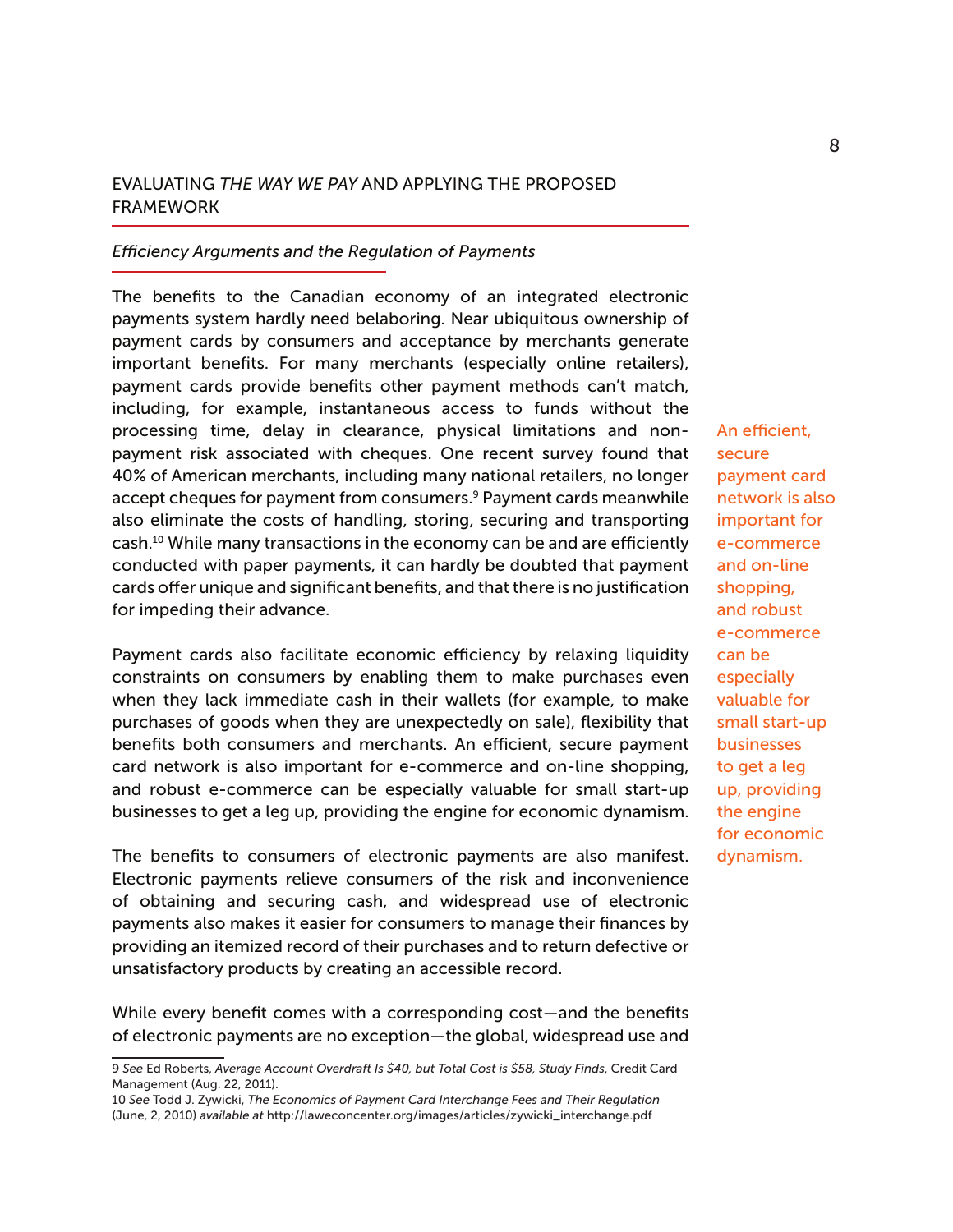## EVALUATING *THE WAY WE PAY* AND APPLYING THE PROPOSED FRAMEWORK

### *Efficiency Arguments and the Regulation of Payments*

The benefits to the Canadian economy of an integrated electronic payments system hardly need belaboring. Near ubiquitous ownership of payment cards by consumers and acceptance by merchants generate important benefits. For many merchants (especially online retailers), payment cards provide benefits other payment methods can't match, including, for example, instantaneous access to funds without the processing time, delay in clearance, physical limitations and non-payment risk associated with cheques. One recent survey found that 40% of American merchants, including many national retailers, no longer accept cheques for payment from consumers.[9] Payment cards meanwhile also eliminate the costs of handling, storing, securing and transporting cash.[10] While many transactions in the economy can be and are efficiently conducted with paper payments, it can hardly be doubted that payment cards offer unique and significant benefits, and that there is no justification for impeding their advance.

Payment cards also facilitate economic efficiency by relaxing liquidity constraints on consumers by enabling them to make purchases even when they lack immediate cash in their wallets (for example, to make purchases of goods when they are unexpectedly on sale), flexibility that benefits both consumers and merchants. An efficient, secure payment card network is also important for e-commerce and on-line shopping, and robust e-commerce can be especially valuable for small start-up businesses to get a leg up, providing the engine for economic dynamism.

An efficient, secure payment card network is also important for e-commerce and on-line shopping, and robust e-commerce can be especially valuable for small start-up businesses to get a leg up, providing the engine for economic dynamism.

The benefits to consumers of electronic payments are also manifest. Electronic payments relieve consumers of the risk and inconvenience of obtaining and securing cash, and widespread use of electronic payments also makes it easier for consumers to manage their finances by providing an itemized record of their purchases and to return defective or unsatisfactory products by creating an accessible record.

While every benefit comes with a corresponding cost—and the benefits of electronic payments are no exception—the global, widespread use and

---

9 *See* Ed Roberts, *Average Account Overdraft Is $40, but Total Cost is $58, Study Finds*, Credit Card Management (Aug. 22, 2011).

10 *See* Todd J. Zywicki, *The Economics of Payment Card Interchange Fees and Their Regulation* (June, 2, 2010) *available at* http://laweconcenter.org/images/articles/zywicki_interchange.pdf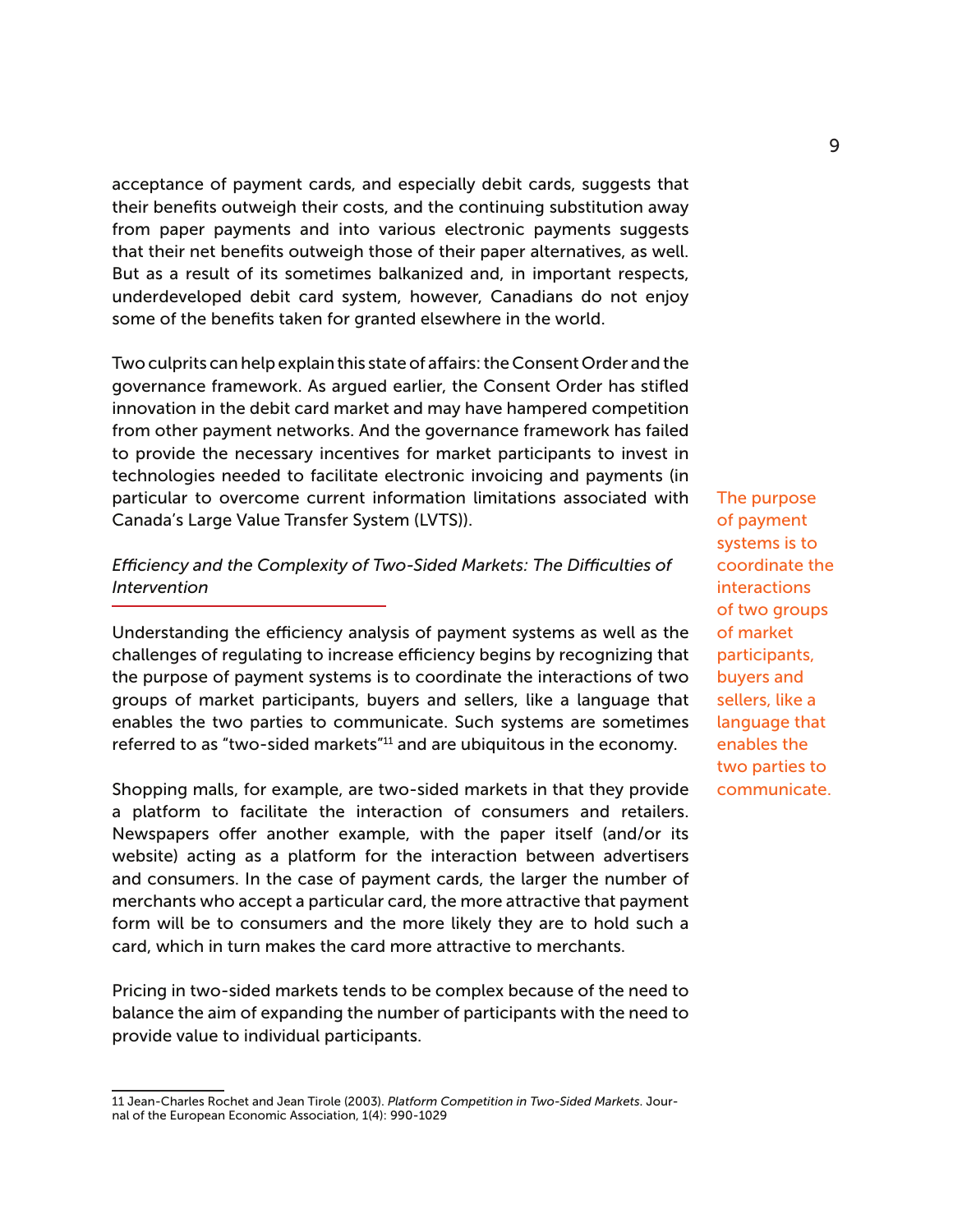acceptance of payment cards, and especially debit cards, suggests that their benefits outweigh their costs, and the continuing substitution away from paper payments and into various electronic payments suggests that their net benefits outweigh those of their paper alternatives, as well. But as a result of its sometimes balkanized and, in important respects, underdeveloped debit card system, however, Canadians do not enjoy some of the benefits taken for granted elsewhere in the world.

Two culprits can help explain this state of affairs: the Consent Order and the governance framework. As argued earlier, the Consent Order has stifled innovation in the debit card market and may have hampered competition from other payment networks. And the governance framework has failed to provide the necessary incentives for market participants to invest in technologies needed to facilitate electronic invoicing and payments (in particular to overcome current information limitations associated with Canada's Large Value Transfer System (LVTS)).

### *Efficiency and the Complexity of Two-Sided Markets: The Difficulties of Intervention*

Understanding the efficiency analysis of payment systems as well as the challenges of regulating to increase efficiency begins by recognizing that the purpose of payment systems is to coordinate the interactions of two groups of market participants, buyers and sellers, like a language that enables the two parties to communicate. Such systems are sometimes referred to as "two-sided markets"[11] and are ubiquitous in the economy.

> The purpose of payment systems is to coordinate the interactions of two groups of market participants, buyers and sellers, like a language that enables the two parties to communicate.

Shopping malls, for example, are two-sided markets in that they provide a platform to facilitate the interaction of consumers and retailers. Newspapers offer another example, with the paper itself (and/or its website) acting as a platform for the interaction between advertisers and consumers. In the case of payment cards, the larger the number of merchants who accept a particular card, the more attractive that payment form will be to consumers and the more likely they are to hold such a card, which in turn makes the card more attractive to merchants.

Pricing in two-sided markets tends to be complex because of the need to balance the aim of expanding the number of participants with the need to provide value to individual participants.

---

11 Jean-Charles Rochet and Jean Tirole (2003). *Platform Competition in Two-Sided Markets*. Journal of the European Economic Association, 1(4): 990-1029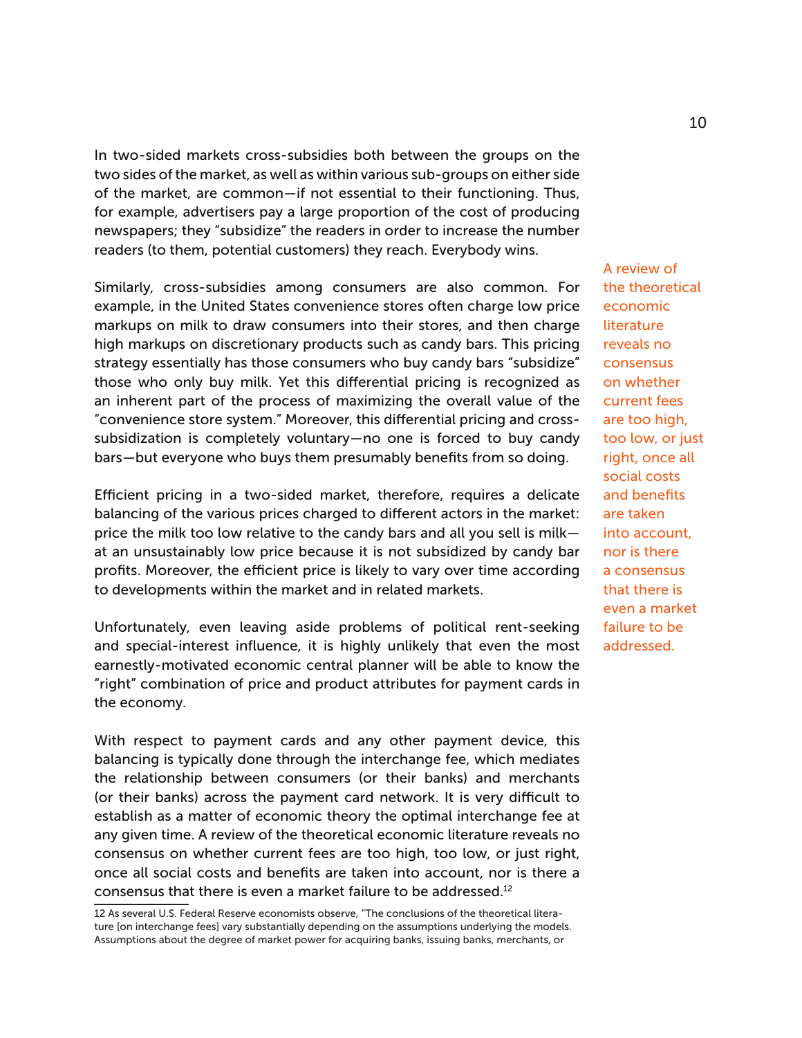In two-sided markets cross-subsidies both between the groups on the two sides of the market, as well as within various sub-groups on either side of the market, are common—if not essential to their functioning. Thus, for example, advertisers pay a large proportion of the cost of producing newspapers; they "subsidize" the readers in order to increase the number readers (to them, potential customers) they reach. Everybody wins.

Similarly, cross-subsidies among consumers are also common. For example, in the United States convenience stores often charge low price markups on milk to draw consumers into their stores, and then charge high markups on discretionary products such as candy bars. This pricing strategy essentially has those consumers who buy candy bars "subsidize" those who only buy milk. Yet this differential pricing is recognized as an inherent part of the process of maximizing the overall value of the "convenience store system." Moreover, this differential pricing and cross-subsidization is completely voluntary—no one is forced to buy candy bars—but everyone who buys them presumably benefits from so doing.

> A review of the theoretical economic literature reveals no consensus on whether current fees are too high, too low, or just right, once all social costs and benefits are taken into account, nor is there a consensus that there is even a market failure to be addressed.

Efficient pricing in a two-sided market, therefore, requires a delicate balancing of the various prices charged to different actors in the market: price the milk too low relative to the candy bars and all you sell is milk—at an unsustainably low price because it is not subsidized by candy bar profits. Moreover, the efficient price is likely to vary over time according to developments within the market and in related markets.

Unfortunately, even leaving aside problems of political rent-seeking and special-interest influence, it is highly unlikely that even the most earnestly-motivated economic central planner will be able to know the "right" combination of price and product attributes for payment cards in the economy.

With respect to payment cards and any other payment device, this balancing is typically done through the interchange fee, which mediates the relationship between consumers (or their banks) and merchants (or their banks) across the payment card network. It is very difficult to establish as a matter of economic theory the optimal interchange fee at any given time. A review of the theoretical economic literature reveals no consensus on whether current fees are too high, too low, or just right, once all social costs and benefits are taken into account, nor is there a consensus that there is even a market failure to be addressed.[12]

---

12 As several U.S. Federal Reserve economists observe, "The conclusions of the theoretical literature [on interchange fees] vary substantially depending on the assumptions underlying the models. Assumptions about the degree of market power for acquiring banks, issuing banks, merchants, or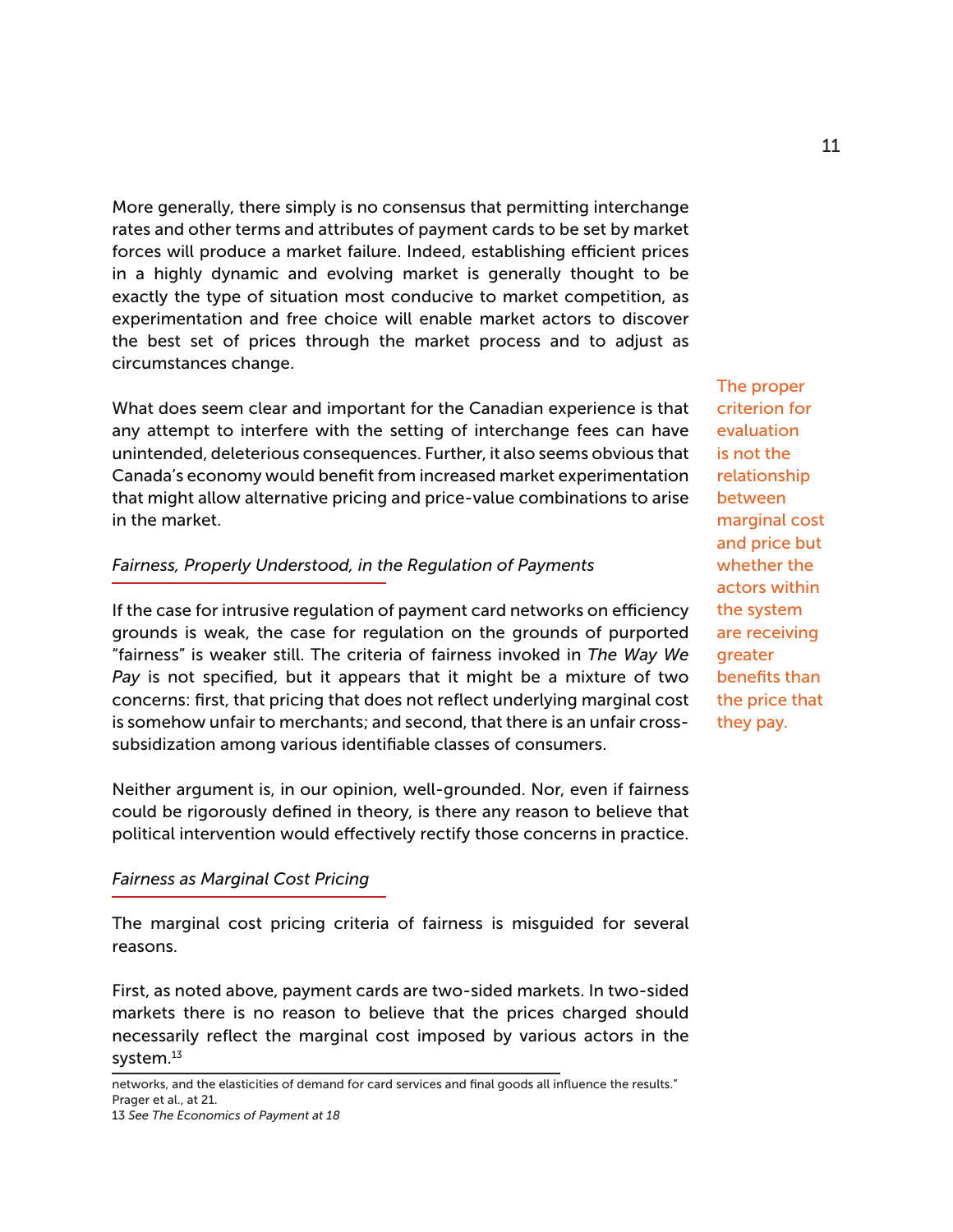More generally, there simply is no consensus that permitting interchange rates and other terms and attributes of payment cards to be set by market forces will produce a market failure. Indeed, establishing efficient prices in a highly dynamic and evolving market is generally thought to be exactly the type of situation most conducive to market competition, as experimentation and free choice will enable market actors to discover the best set of prices through the market process and to adjust as circumstances change.

What does seem clear and important for the Canadian experience is that any attempt to interfere with the setting of interchange fees can have unintended, deleterious consequences. Further, it also seems obvious that Canada's economy would benefit from increased market experimentation that might allow alternative pricing and price-value combinations to arise in the market.

The proper criterion for evaluation is not the relationship between marginal cost and price but whether the actors within the system are receiving greater benefits than the price that they pay.

*Fairness, Properly Understood, in the Regulation of Payments*

If the case for intrusive regulation of payment card networks on efficiency grounds is weak, the case for regulation on the grounds of purported "fairness" is weaker still. The criteria of fairness invoked in *The Way We Pay* is not specified, but it appears that it might be a mixture of two concerns: first, that pricing that does not reflect underlying marginal cost is somehow unfair to merchants; and second, that there is an unfair cross-subsidization among various identifiable classes of consumers.

Neither argument is, in our opinion, well-grounded. Nor, even if fairness could be rigorously defined in theory, is there any reason to believe that political intervention would effectively rectify those concerns in practice.

*Fairness as Marginal Cost Pricing*

The marginal cost pricing criteria of fairness is misguided for several reasons.

First, as noted above, payment cards are two-sided markets. In two-sided markets there is no reason to believe that the prices charged should necessarily reflect the marginal cost imposed by various actors in the system.[13]

networks, and the elasticities of demand for card services and final goods all influence the results." Prager et al., at 21.

13 *See The Economics of Payment at 18*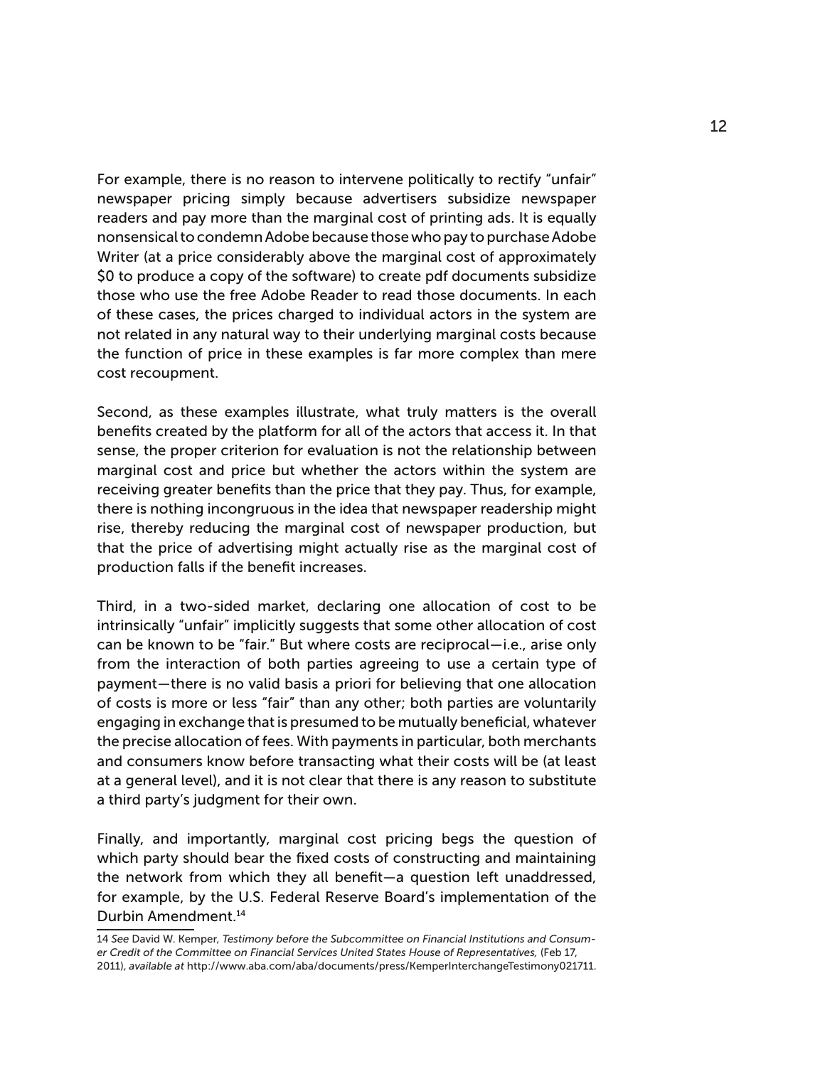For example, there is no reason to intervene politically to rectify "unfair" newspaper pricing simply because advertisers subsidize newspaper readers and pay more than the marginal cost of printing ads. It is equally nonsensical to condemn Adobe because those who pay to purchase Adobe Writer (at a price considerably above the marginal cost of approximately $0 to produce a copy of the software) to create pdf documents subsidize those who use the free Adobe Reader to read those documents. In each of these cases, the prices charged to individual actors in the system are not related in any natural way to their underlying marginal costs because the function of price in these examples is far more complex than mere cost recoupment.

Second, as these examples illustrate, what truly matters is the overall benefits created by the platform for all of the actors that access it. In that sense, the proper criterion for evaluation is not the relationship between marginal cost and price but whether the actors within the system are receiving greater benefits than the price that they pay. Thus, for example, there is nothing incongruous in the idea that newspaper readership might rise, thereby reducing the marginal cost of newspaper production, but that the price of advertising might actually rise as the marginal cost of production falls if the benefit increases.

Third, in a two-sided market, declaring one allocation of cost to be intrinsically "unfair" implicitly suggests that some other allocation of cost can be known to be "fair." But where costs are reciprocal—i.e., arise only from the interaction of both parties agreeing to use a certain type of payment—there is no valid basis a priori for believing that one allocation of costs is more or less "fair" than any other; both parties are voluntarily engaging in exchange that is presumed to be mutually beneficial, whatever the precise allocation of fees. With payments in particular, both merchants and consumers know before transacting what their costs will be (at least at a general level), and it is not clear that there is any reason to substitute a third party's judgment for their own.

Finally, and importantly, marginal cost pricing begs the question of which party should bear the fixed costs of constructing and maintaining the network from which they all benefit—a question left unaddressed, for example, by the U.S. Federal Reserve Board's implementation of the Durbin Amendment.[14]

---

14 *See* David W. Kemper, *Testimony before the Subcommittee on Financial Institutions and Consumer Credit of the Committee on Financial Services United States House of Representatives,* (Feb 17, 2011), *available at* http://www.aba.com/aba/documents/press/KemperInterchangeTestimony021711.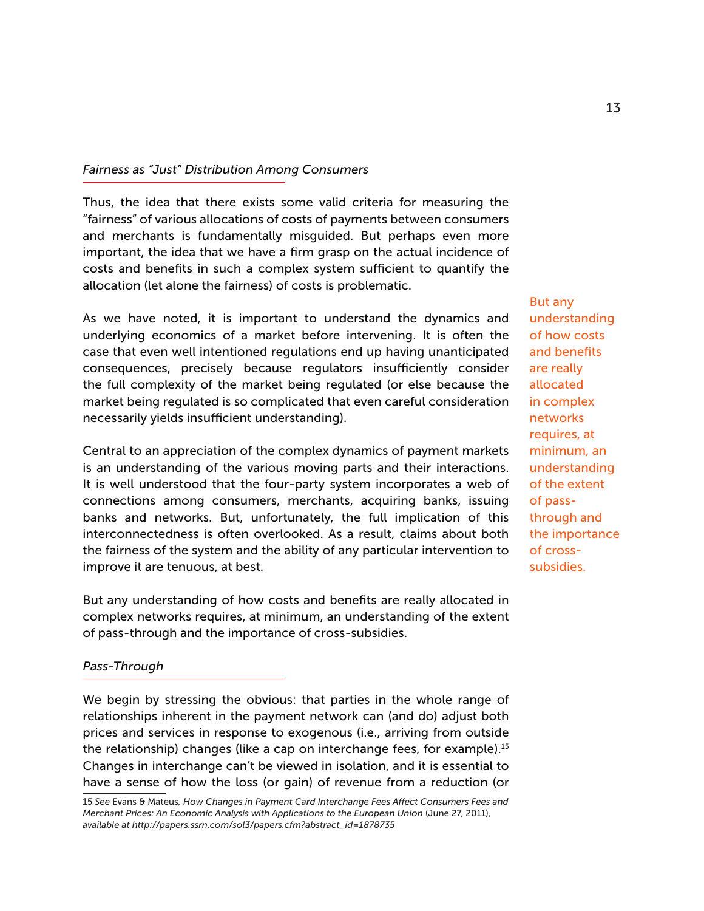### *Fairness as "Just" Distribution Among Consumers*

Thus, the idea that there exists some valid criteria for measuring the "fairness" of various allocations of costs of payments between consumers and merchants is fundamentally misguided. But perhaps even more important, the idea that we have a firm grasp on the actual incidence of costs and benefits in such a complex system sufficient to quantify the allocation (let alone the fairness) of costs is problematic.

As we have noted, it is important to understand the dynamics and underlying economics of a market before intervening. It is often the case that even well intentioned regulations end up having unanticipated consequences, precisely because regulators insufficiently consider the full complexity of the market being regulated (or else because the market being regulated is so complicated that even careful consideration necessarily yields insufficient understanding).

Central to an appreciation of the complex dynamics of payment markets is an understanding of the various moving parts and their interactions. It is well understood that the four-party system incorporates a web of connections among consumers, merchants, acquiring banks, issuing banks and networks. But, unfortunately, the full implication of this interconnectedness is often overlooked. As a result, claims about both the fairness of the system and the ability of any particular intervention to improve it are tenuous, at best.

But any understanding of how costs and benefits are really allocated in complex networks requires, at minimum, an understanding of the extent of pass-through and the importance of cross-subsidies.

### *Pass-Through*

We begin by stressing the obvious: that parties in the whole range of relationships inherent in the payment network can (and do) adjust both prices and services in response to exogenous (i.e., arriving from outside the relationship) changes (like a cap on interchange fees, for example).[15] Changes in interchange can't be viewed in isolation, and it is essential to have a sense of how the loss (or gain) of revenue from a reduction (or

15 *See* Evans & Mateus, *How Changes in Payment Card Interchange Fees Affect Consumers Fees and Merchant Prices: An Economic Analysis with Applications to the European Union* (June 27, 2011), *available at http://papers.ssrn.com/sol3/papers.cfm?abstract_id=1878735*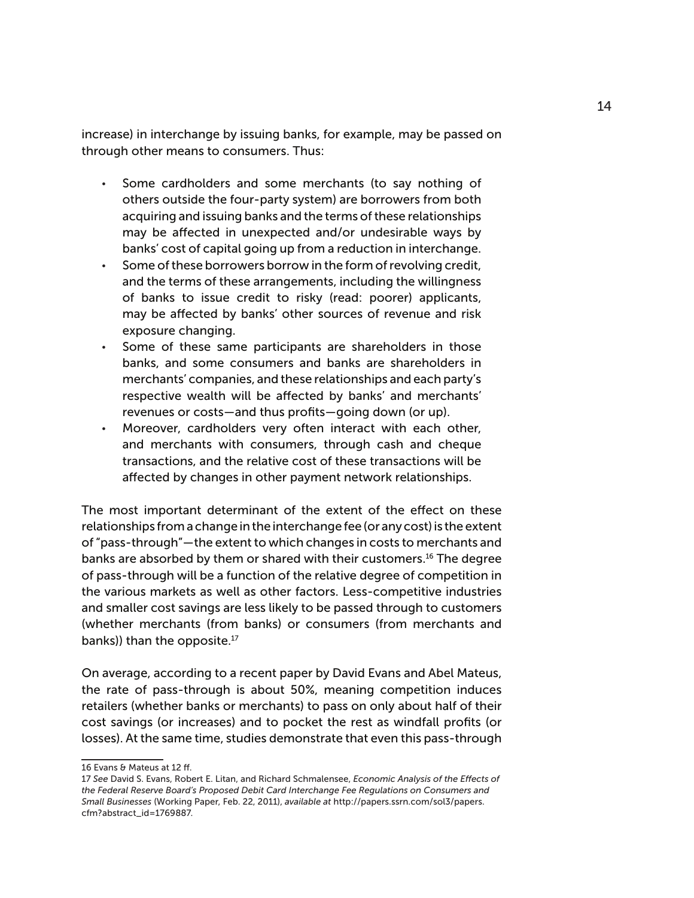increase) in interchange by issuing banks, for example, may be passed on through other means to consumers. Thus:

- Some cardholders and some merchants (to say nothing of others outside the four-party system) are borrowers from both acquiring and issuing banks and the terms of these relationships may be affected in unexpected and/or undesirable ways by banks' cost of capital going up from a reduction in interchange.
- Some of these borrowers borrow in the form of revolving credit, and the terms of these arrangements, including the willingness of banks to issue credit to risky (read: poorer) applicants, may be affected by banks' other sources of revenue and risk exposure changing.
- Some of these same participants are shareholders in those banks, and some consumers and banks are shareholders in merchants' companies, and these relationships and each party's respective wealth will be affected by banks' and merchants' revenues or costs—and thus profits—going down (or up).
- Moreover, cardholders very often interact with each other, and merchants with consumers, through cash and cheque transactions, and the relative cost of these transactions will be affected by changes in other payment network relationships.

The most important determinant of the extent of the effect on these relationships from a change in the interchange fee (or any cost) is the extent of "pass-through"—the extent to which changes in costs to merchants and banks are absorbed by them or shared with their customers.[16] The degree of pass-through will be a function of the relative degree of competition in the various markets as well as other factors. Less-competitive industries and smaller cost savings are less likely to be passed through to customers (whether merchants (from banks) or consumers (from merchants and banks)) than the opposite.[17]

On average, according to a recent paper by David Evans and Abel Mateus, the rate of pass-through is about 50%, meaning competition induces retailers (whether banks or merchants) to pass on only about half of their cost savings (or increases) and to pocket the rest as windfall profits (or losses). At the same time, studies demonstrate that even this pass-through

16 Evans & Mateus at 12 ff.

17 *See* David S. Evans, Robert E. Litan, and Richard Schmalensee, *Economic Analysis of the Effects of the Federal Reserve Board's Proposed Debit Card Interchange Fee Regulations on Consumers and Small Businesses* (Working Paper, Feb. 22, 2011), *available at* http://papers.ssrn.com/sol3/papers.cfm?abstract_id=1769887.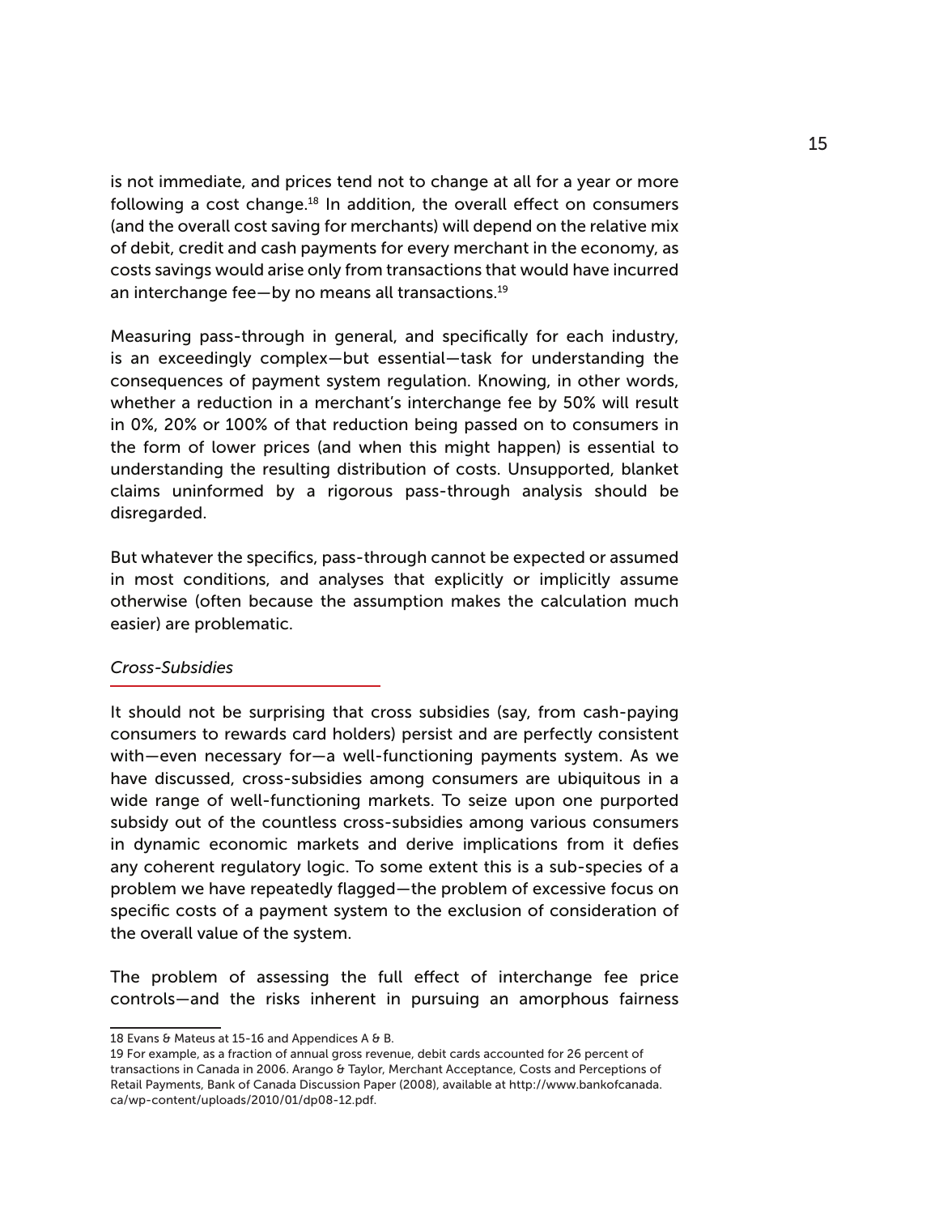is not immediate, and prices tend not to change at all for a year or more following a cost change.[18] In addition, the overall effect on consumers (and the overall cost saving for merchants) will depend on the relative mix of debit, credit and cash payments for every merchant in the economy, as costs savings would arise only from transactions that would have incurred an interchange fee—by no means all transactions.[19]

Measuring pass-through in general, and specifically for each industry, is an exceedingly complex—but essential—task for understanding the consequences of payment system regulation. Knowing, in other words, whether a reduction in a merchant's interchange fee by 50% will result in 0%, 20% or 100% of that reduction being passed on to consumers in the form of lower prices (and when this might happen) is essential to understanding the resulting distribution of costs. Unsupported, blanket claims uninformed by a rigorous pass-through analysis should be disregarded.

But whatever the specifics, pass-through cannot be expected or assumed in most conditions, and analyses that explicitly or implicitly assume otherwise (often because the assumption makes the calculation much easier) are problematic.

### *Cross-Subsidies*

It should not be surprising that cross subsidies (say, from cash-paying consumers to rewards card holders) persist and are perfectly consistent with—even necessary for—a well-functioning payments system. As we have discussed, cross-subsidies among consumers are ubiquitous in a wide range of well-functioning markets. To seize upon one purported subsidy out of the countless cross-subsidies among various consumers in dynamic economic markets and derive implications from it defies any coherent regulatory logic. To some extent this is a sub-species of a problem we have repeatedly flagged—the problem of excessive focus on specific costs of a payment system to the exclusion of consideration of the overall value of the system.

The problem of assessing the full effect of interchange fee price controls—and the risks inherent in pursuing an amorphous fairness

---

18 Evans & Mateus at 15-16 and Appendices A & B.

19 For example, as a fraction of annual gross revenue, debit cards accounted for 26 percent of transactions in Canada in 2006. Arango & Taylor, Merchant Acceptance, Costs and Perceptions of Retail Payments, Bank of Canada Discussion Paper (2008), available at http://www.bankofcanada.ca/wp-content/uploads/2010/01/dp08-12.pdf.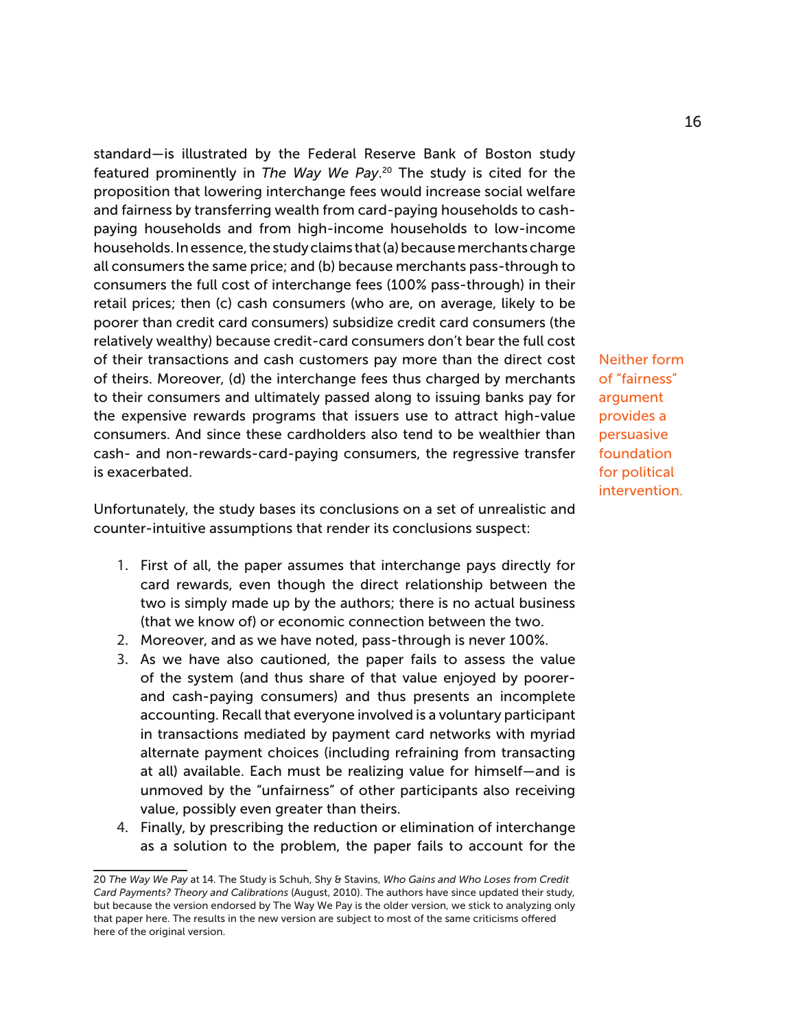standard—is illustrated by the Federal Reserve Bank of Boston study featured prominently in *The Way We Pay*.[20] The study is cited for the proposition that lowering interchange fees would increase social welfare and fairness by transferring wealth from card-paying households to cash-paying households and from high-income households to low-income households. In essence, the study claims that (a) because merchants charge all consumers the same price; and (b) because merchants pass-through to consumers the full cost of interchange fees (100% pass-through) in their retail prices; then (c) cash consumers (who are, on average, likely to be poorer than credit card consumers) subsidize credit card consumers (the relatively wealthy) because credit-card consumers don't bear the full cost of their transactions and cash customers pay more than the direct cost of theirs. Moreover, (d) the interchange fees thus charged by merchants to their consumers and ultimately passed along to issuing banks pay for the expensive rewards programs that issuers use to attract high-value consumers. And since these cardholders also tend to be wealthier than cash- and non-rewards-card-paying consumers, the regressive transfer is exacerbated.

Neither form of "fairness" argument provides a persuasive foundation for political intervention.

Unfortunately, the study bases its conclusions on a set of unrealistic and counter-intuitive assumptions that render its conclusions suspect:

1. First of all, the paper assumes that interchange pays directly for card rewards, even though the direct relationship between the two is simply made up by the authors; there is no actual business (that we know of) or economic connection between the two.
2. Moreover, and as we have noted, pass-through is never 100%.
3. As we have also cautioned, the paper fails to assess the value of the system (and thus share of that value enjoyed by poorer- and cash-paying consumers) and thus presents an incomplete accounting. Recall that everyone involved is a voluntary participant in transactions mediated by payment card networks with myriad alternate payment choices (including refraining from transacting at all) available. Each must be realizing value for himself—and is unmoved by the "unfairness" of other participants also receiving value, possibly even greater than theirs.
4. Finally, by prescribing the reduction or elimination of interchange as a solution to the problem, the paper fails to account for the

[20] *The Way We Pay* at 14. The Study is Schuh, Shy & Stavins, *Who Gains and Who Loses from Credit Card Payments? Theory and Calibrations* (August, 2010). The authors have since updated their study, but because the version endorsed by The Way We Pay is the older version, we stick to analyzing only that paper here. The results in the new version are subject to most of the same criticisms offered here of the original version.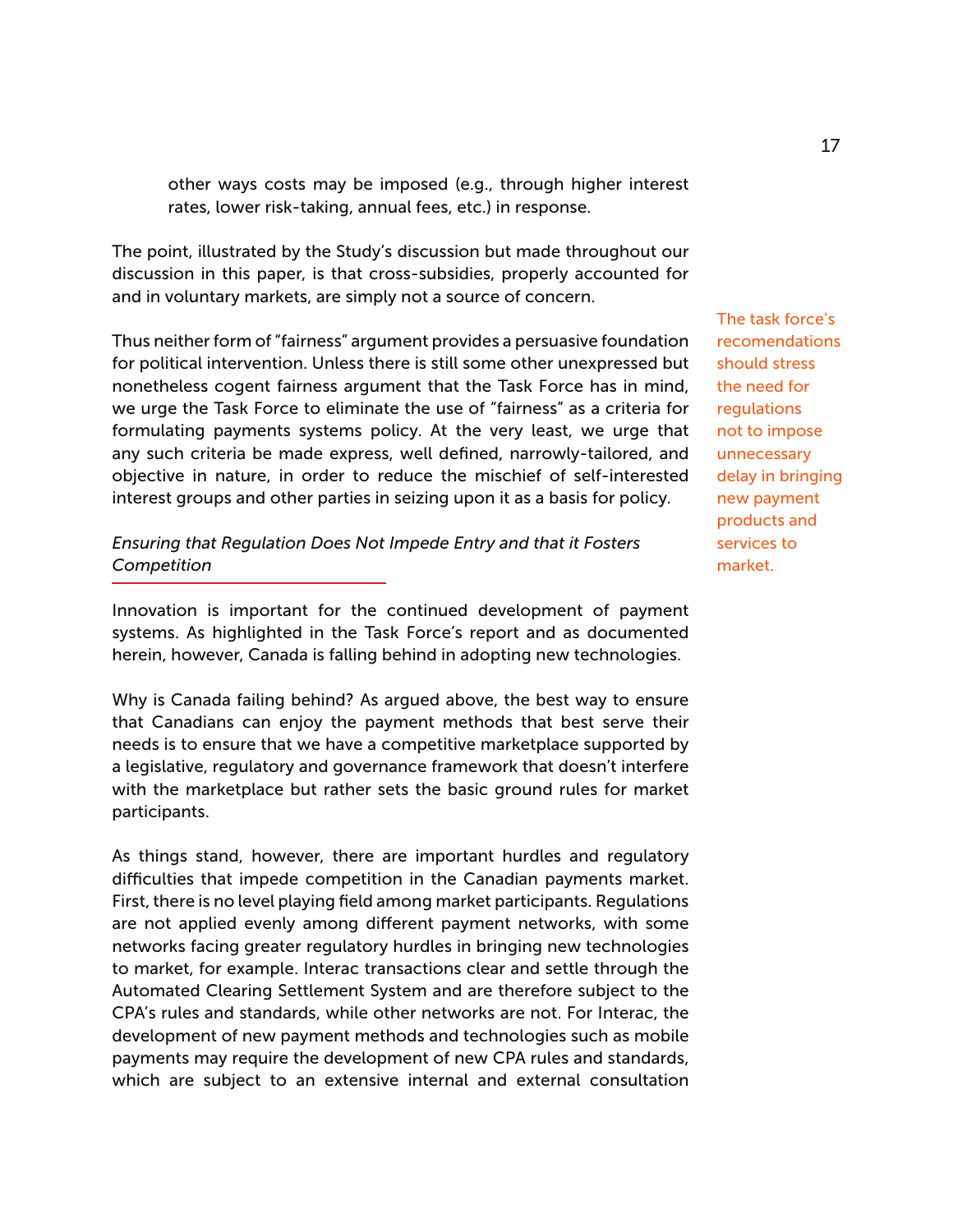other ways costs may be imposed (e.g., through higher interest rates, lower risk-taking, annual fees, etc.) in response.

The point, illustrated by the Study's discussion but made throughout our discussion in this paper, is that cross-subsidies, properly accounted for and in voluntary markets, are simply not a source of concern.

Thus neither form of "fairness" argument provides a persuasive foundation for political intervention. Unless there is still some other unexpressed but nonetheless cogent fairness argument that the Task Force has in mind, we urge the Task Force to eliminate the use of "fairness" as a criteria for formulating payments systems policy. At the very least, we urge that any such criteria be made express, well defined, narrowly-tailored, and objective in nature, in order to reduce the mischief of self-interested interest groups and other parties in seizing upon it as a basis for policy.

The task force's recomendations should stress the need for regulations not to impose unnecessary delay in bringing new payment products and services to market.

*Ensuring that Regulation Does Not Impede Entry and that it Fosters Competition*

Innovation is important for the continued development of payment systems. As highlighted in the Task Force's report and as documented herein, however, Canada is falling behind in adopting new technologies.

Why is Canada failing behind? As argued above, the best way to ensure that Canadians can enjoy the payment methods that best serve their needs is to ensure that we have a competitive marketplace supported by a legislative, regulatory and governance framework that doesn't interfere with the marketplace but rather sets the basic ground rules for market participants.

As things stand, however, there are important hurdles and regulatory difficulties that impede competition in the Canadian payments market. First, there is no level playing field among market participants. Regulations are not applied evenly among different payment networks, with some networks facing greater regulatory hurdles in bringing new technologies to market, for example. Interac transactions clear and settle through the Automated Clearing Settlement System and are therefore subject to the CPA's rules and standards, while other networks are not. For Interac, the development of new payment methods and technologies such as mobile payments may require the development of new CPA rules and standards, which are subject to an extensive internal and external consultation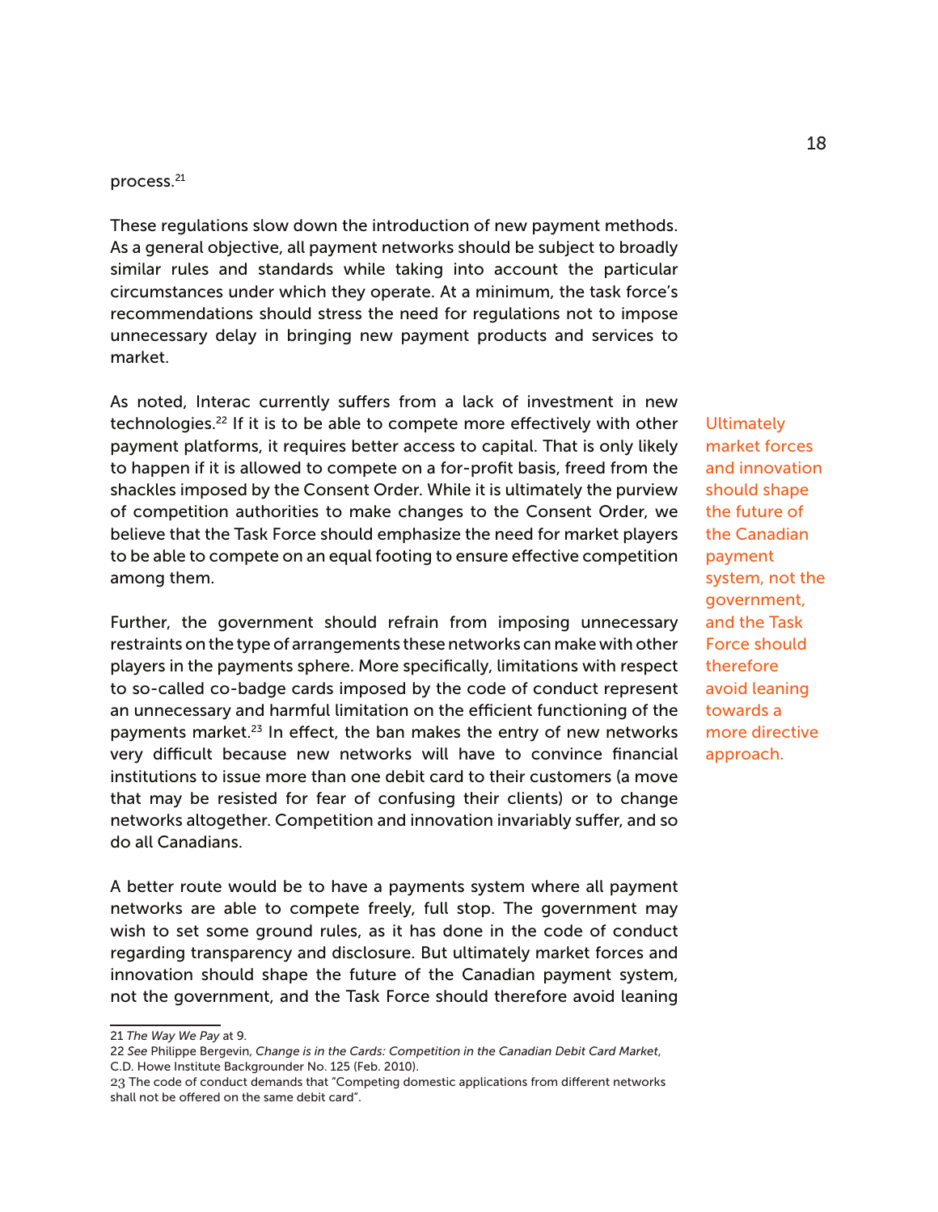process.[21]

These regulations slow down the introduction of new payment methods. As a general objective, all payment networks should be subject to broadly similar rules and standards while taking into account the particular circumstances under which they operate. At a minimum, the task force's recommendations should stress the need for regulations not to impose unnecessary delay in bringing new payment products and services to market.

As noted, Interac currently suffers from a lack of investment in new technologies.[22] If it is to be able to compete more effectively with other payment platforms, it requires better access to capital. That is only likely to happen if it is allowed to compete on a for-profit basis, freed from the shackles imposed by the Consent Order. While it is ultimately the purview of competition authorities to make changes to the Consent Order, we believe that the Task Force should emphasize the need for market players to be able to compete on an equal footing to ensure effective competition among them.

Ultimately market forces and innovation should shape the future of the Canadian payment system, not the government, and the Task Force should therefore avoid leaning towards a more directive approach.

Further, the government should refrain from imposing unnecessary restraints on the type of arrangements these networks can make with other players in the payments sphere. More specifically, limitations with respect to so-called co-badge cards imposed by the code of conduct represent an unnecessary and harmful limitation on the efficient functioning of the payments market.[23] In effect, the ban makes the entry of new networks very difficult because new networks will have to convince financial institutions to issue more than one debit card to their customers (a move that may be resisted for fear of confusing their clients) or to change networks altogether. Competition and innovation invariably suffer, and so do all Canadians.

A better route would be to have a payments system where all payment networks are able to compete freely, full stop. The government may wish to set some ground rules, as it has done in the code of conduct regarding transparency and disclosure. But ultimately market forces and innovation should shape the future of the Canadian payment system, not the government, and the Task Force should therefore avoid leaning

---

21 *The Way We Pay* at 9.

22 *See* Philippe Bergevin, *Change is in the Cards: Competition in the Canadian Debit Card Market*, C.D. Howe Institute Backgrounder No. 125 (Feb. 2010).

23 The code of conduct demands that "Competing domestic applications from different networks shall not be offered on the same debit card".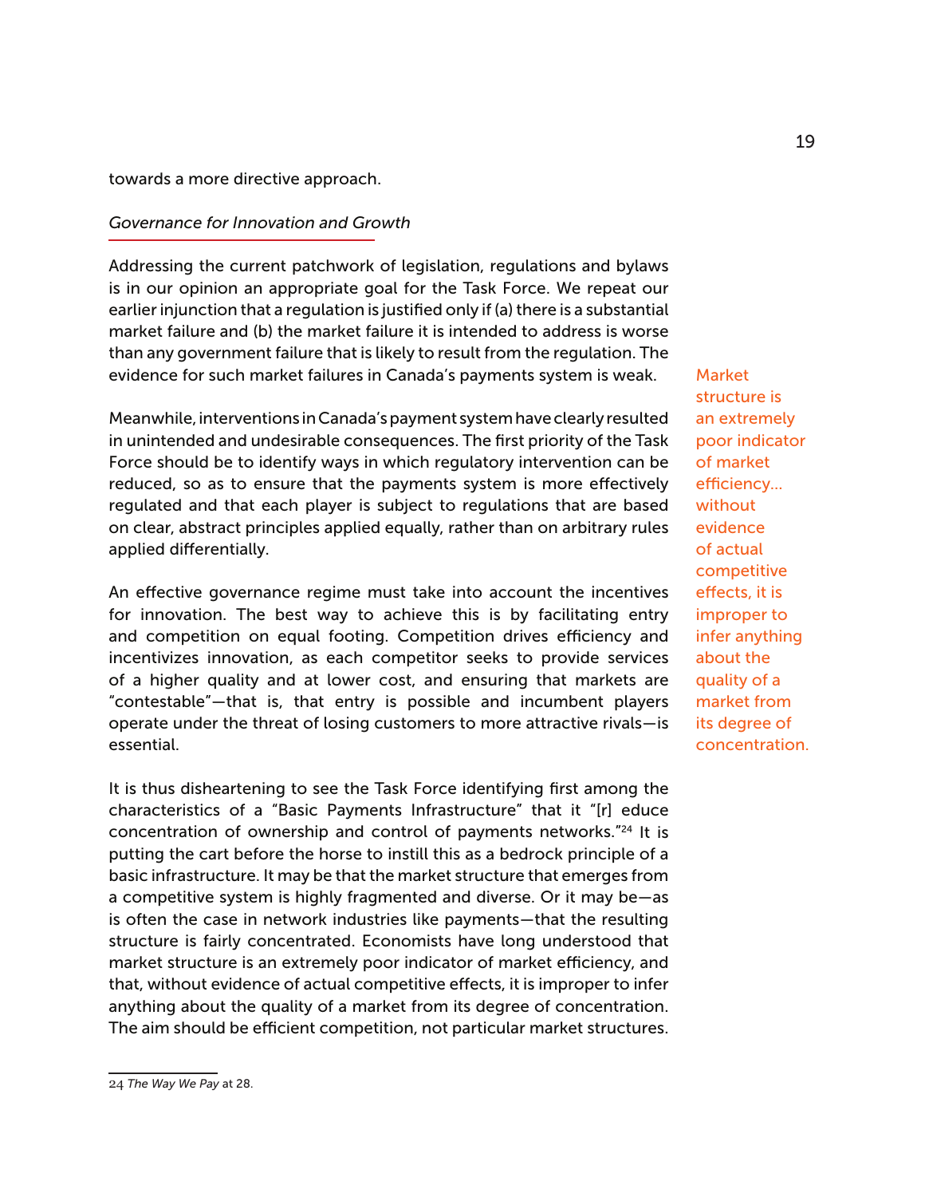towards a more directive approach.

*Governance for Innovation and Growth*

Addressing the current patchwork of legislation, regulations and bylaws is in our opinion an appropriate goal for the Task Force. We repeat our earlier injunction that a regulation is justified only if (a) there is a substantial market failure and (b) the market failure it is intended to address is worse than any government failure that is likely to result from the regulation. The evidence for such market failures in Canada's payments system is weak.

Meanwhile, interventions in Canada's payment system have clearly resulted in unintended and undesirable consequences. The first priority of the Task Force should be to identify ways in which regulatory intervention can be reduced, so as to ensure that the payments system is more effectively regulated and that each player is subject to regulations that are based on clear, abstract principles applied equally, rather than on arbitrary rules applied differentially.

An effective governance regime must take into account the incentives for innovation. The best way to achieve this is by facilitating entry and competition on equal footing. Competition drives efficiency and incentivizes innovation, as each competitor seeks to provide services of a higher quality and at lower cost, and ensuring that markets are "contestable"—that is, that entry is possible and incumbent players operate under the threat of losing customers to more attractive rivals—is essential.

> Market structure is an extremely poor indicator of market efficiency... without evidence of actual competitive effects, it is improper to infer anything about the quality of a market from its degree of concentration.

It is thus disheartening to see the Task Force identifying first among the characteristics of a "Basic Payments Infrastructure" that it "[r] educe concentration of ownership and control of payments networks."[24] It is putting the cart before the horse to instill this as a bedrock principle of a basic infrastructure. It may be that the market structure that emerges from a competitive system is highly fragmented and diverse. Or it may be—as is often the case in network industries like payments—that the resulting structure is fairly concentrated. Economists have long understood that market structure is an extremely poor indicator of market efficiency, and that, without evidence of actual competitive effects, it is improper to infer anything about the quality of a market from its degree of concentration. The aim should be efficient competition, not particular market structures.

---

24 *The Way We Pay* at 28.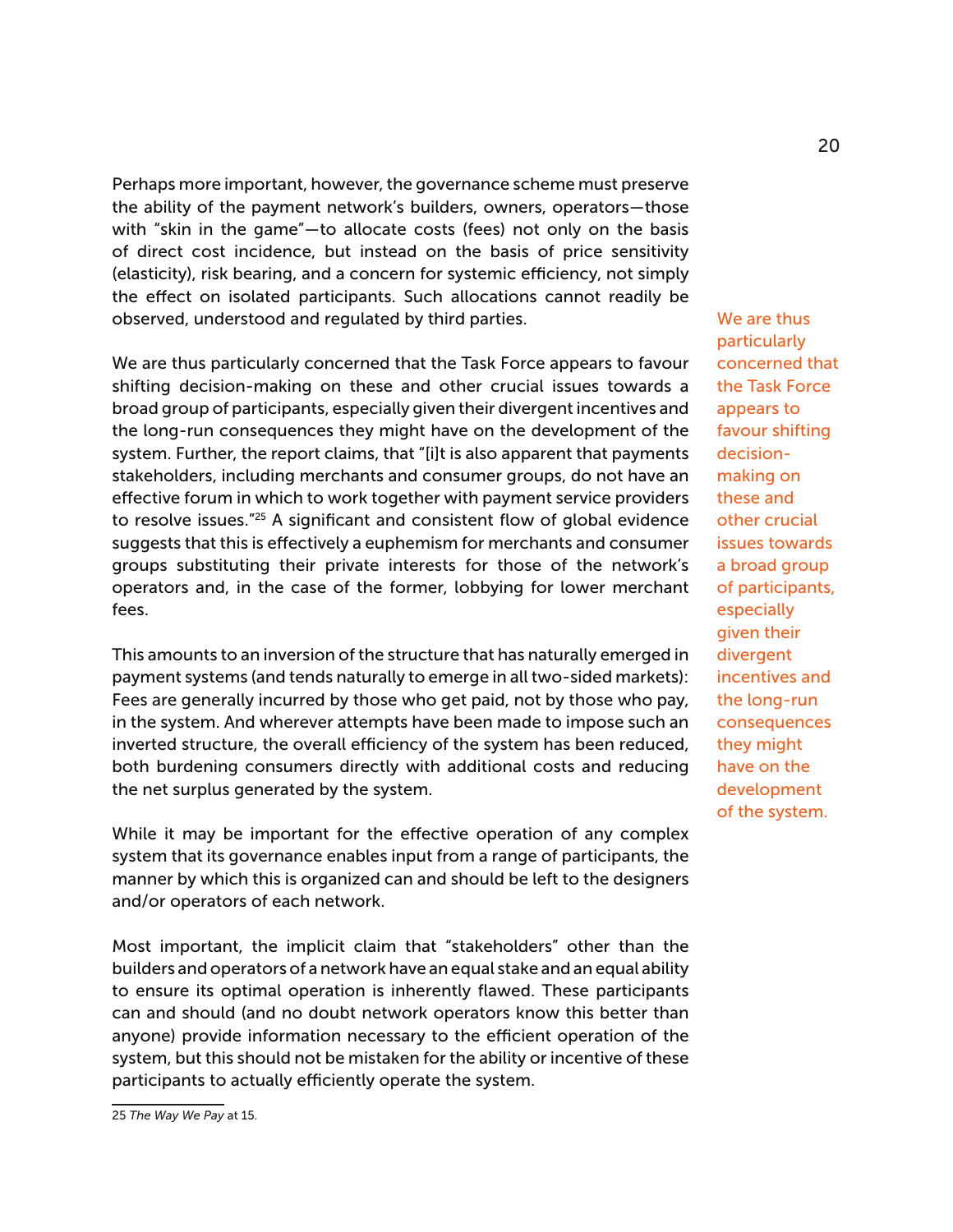Perhaps more important, however, the governance scheme must preserve the ability of the payment network's builders, owners, operators—those with "skin in the game"—to allocate costs (fees) not only on the basis of direct cost incidence, but instead on the basis of price sensitivity (elasticity), risk bearing, and a concern for systemic efficiency, not simply the effect on isolated participants. Such allocations cannot readily be observed, understood and regulated by third parties.

> We are thus particularly concerned that the Task Force appears to favour shifting decision-making on these and other crucial issues towards a broad group of participants, especially given their divergent incentives and the long-run consequences they might have on the development of the system.

We are thus particularly concerned that the Task Force appears to favour shifting decision-making on these and other crucial issues towards a broad group of participants, especially given their divergent incentives and the long-run consequences they might have on the development of the system. Further, the report claims, that "[i]t is also apparent that payments stakeholders, including merchants and consumer groups, do not have an effective forum in which to work together with payment service providers to resolve issues."[25] A significant and consistent flow of global evidence suggests that this is effectively a euphemism for merchants and consumer groups substituting their private interests for those of the network's operators and, in the case of the former, lobbying for lower merchant fees.

This amounts to an inversion of the structure that has naturally emerged in payment systems (and tends naturally to emerge in all two-sided markets): Fees are generally incurred by those who get paid, not by those who pay, in the system. And wherever attempts have been made to impose such an inverted structure, the overall efficiency of the system has been reduced, both burdening consumers directly with additional costs and reducing the net surplus generated by the system.

While it may be important for the effective operation of any complex system that its governance enables input from a range of participants, the manner by which this is organized can and should be left to the designers and/or operators of each network.

Most important, the implicit claim that "stakeholders" other than the builders and operators of a network have an equal stake and an equal ability to ensure its optimal operation is inherently flawed. These participants can and should (and no doubt network operators know this better than anyone) provide information necessary to the efficient operation of the system, but this should not be mistaken for the ability or incentive of these participants to actually efficiently operate the system.

---

25 *The Way We Pay* at 15.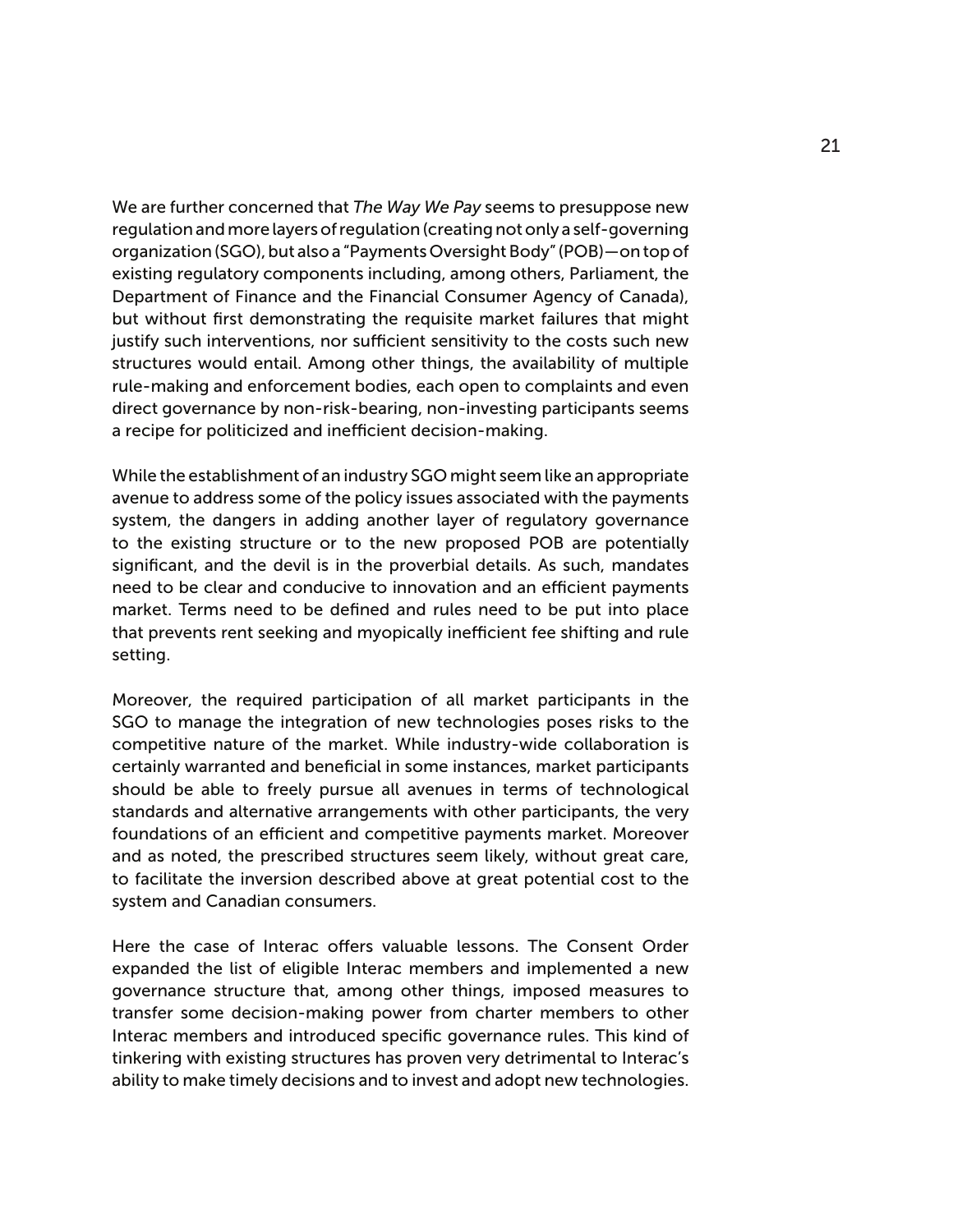We are further concerned that *The Way We Pay* seems to presuppose new regulation and more layers of regulation (creating not only a self-governing organization (SGO), but also a "Payments Oversight Body" (POB)—on top of existing regulatory components including, among others, Parliament, the Department of Finance and the Financial Consumer Agency of Canada), but without first demonstrating the requisite market failures that might justify such interventions, nor sufficient sensitivity to the costs such new structures would entail. Among other things, the availability of multiple rule-making and enforcement bodies, each open to complaints and even direct governance by non-risk-bearing, non-investing participants seems a recipe for politicized and inefficient decision-making.

While the establishment of an industry SGO might seem like an appropriate avenue to address some of the policy issues associated with the payments system, the dangers in adding another layer of regulatory governance to the existing structure or to the new proposed POB are potentially significant, and the devil is in the proverbial details. As such, mandates need to be clear and conducive to innovation and an efficient payments market. Terms need to be defined and rules need to be put into place that prevents rent seeking and myopically inefficient fee shifting and rule setting.

Moreover, the required participation of all market participants in the SGO to manage the integration of new technologies poses risks to the competitive nature of the market. While industry-wide collaboration is certainly warranted and beneficial in some instances, market participants should be able to freely pursue all avenues in terms of technological standards and alternative arrangements with other participants, the very foundations of an efficient and competitive payments market. Moreover and as noted, the prescribed structures seem likely, without great care, to facilitate the inversion described above at great potential cost to the system and Canadian consumers.

Here the case of Interac offers valuable lessons. The Consent Order expanded the list of eligible Interac members and implemented a new governance structure that, among other things, imposed measures to transfer some decision-making power from charter members to other Interac members and introduced specific governance rules. This kind of tinkering with existing structures has proven very detrimental to Interac's ability to make timely decisions and to invest and adopt new technologies.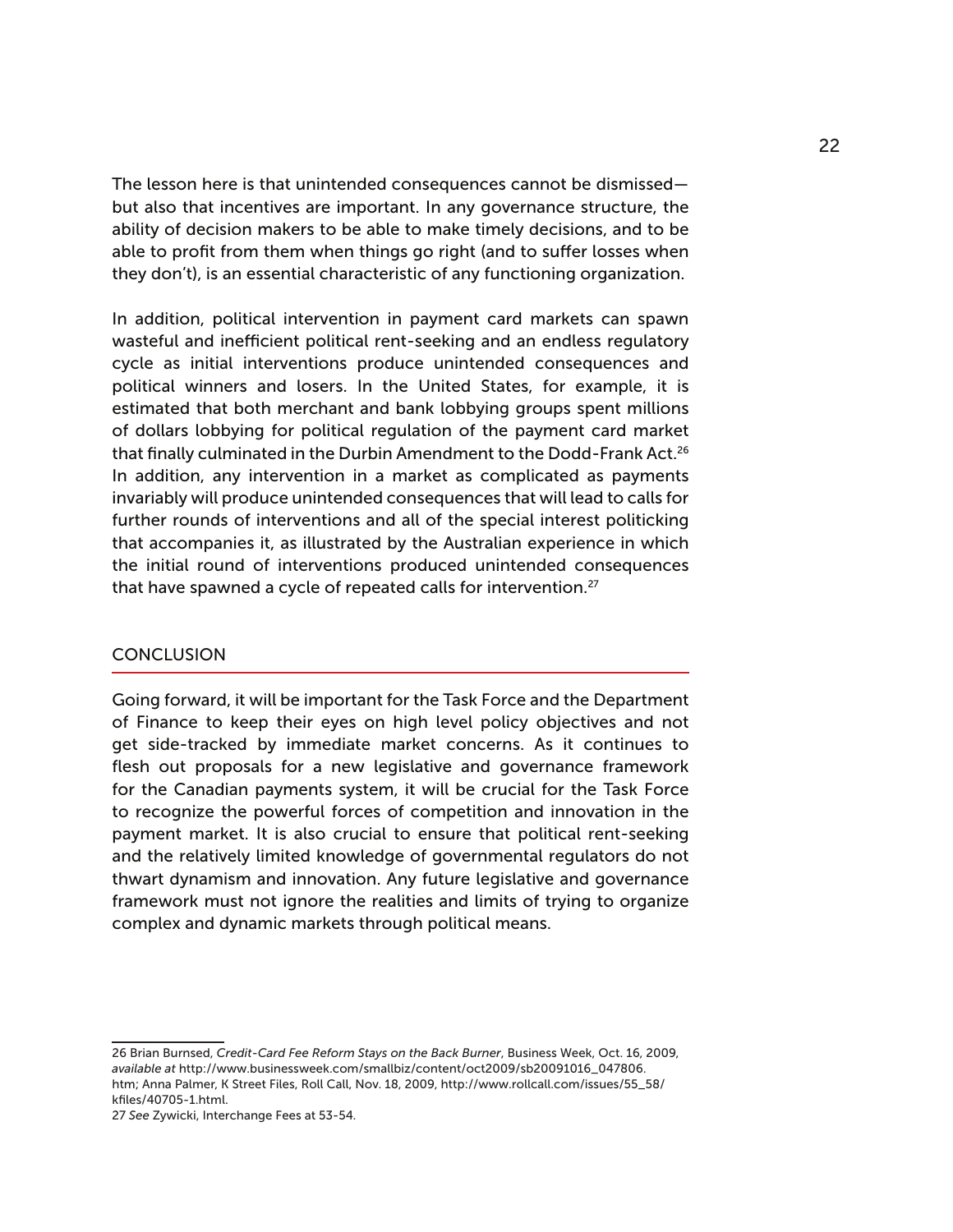The lesson here is that unintended consequences cannot be dismissed—but also that incentives are important. In any governance structure, the ability of decision makers to be able to make timely decisions, and to be able to profit from them when things go right (and to suffer losses when they don't), is an essential characteristic of any functioning organization.

In addition, political intervention in payment card markets can spawn wasteful and inefficient political rent-seeking and an endless regulatory cycle as initial interventions produce unintended consequences and political winners and losers. In the United States, for example, it is estimated that both merchant and bank lobbying groups spent millions of dollars lobbying for political regulation of the payment card market that finally culminated in the Durbin Amendment to the Dodd-Frank Act.[26] In addition, any intervention in a market as complicated as payments invariably will produce unintended consequences that will lead to calls for further rounds of interventions and all of the special interest politicking that accompanies it, as illustrated by the Australian experience in which the initial round of interventions produced unintended consequences that have spawned a cycle of repeated calls for intervention.[27]

## CONCLUSION

Going forward, it will be important for the Task Force and the Department of Finance to keep their eyes on high level policy objectives and not get side-tracked by immediate market concerns. As it continues to flesh out proposals for a new legislative and governance framework for the Canadian payments system, it will be crucial for the Task Force to recognize the powerful forces of competition and innovation in the payment market. It is also crucial to ensure that political rent-seeking and the relatively limited knowledge of governmental regulators do not thwart dynamism and innovation. Any future legislative and governance framework must not ignore the realities and limits of trying to organize complex and dynamic markets through political means.

---

26 Brian Burnsed, *Credit-Card Fee Reform Stays on the Back Burner*, Business Week, Oct. 16, 2009, *available at* http://www.businessweek.com/smallbiz/content/oct2009/sb20091016_047806.htm; Anna Palmer, K Street Files, Roll Call, Nov. 18, 2009, http://www.rollcall.com/issues/55_58/kfiles/40705-1.html.

27 *See* Zywicki, Interchange Fees at 53-54.